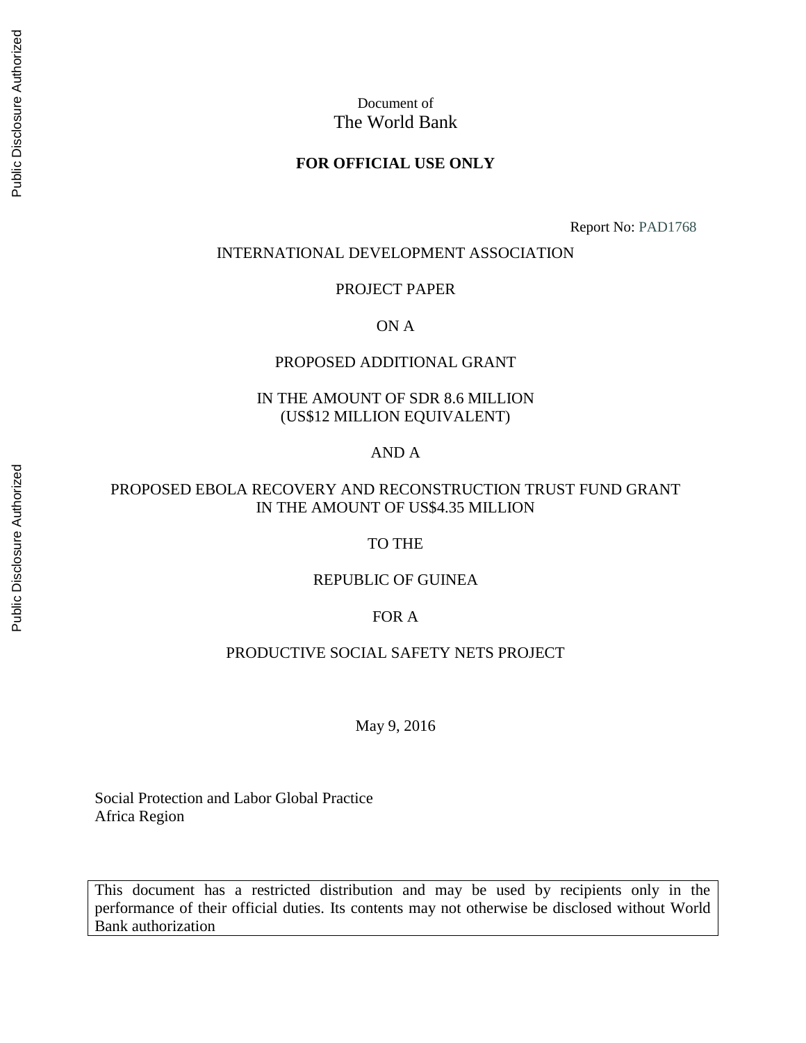Public Disclosure Authorized

Public Disclosure Authorized

Document of
The World Bank

**FOR OFFICIAL USE ONLY**

Report No: PAD1768

INTERNATIONAL DEVELOPMENT ASSOCIATION

PROJECT PAPER

ON A

PROPOSED ADDITIONAL GRANT

IN THE AMOUNT OF SDR 8.6 MILLION
(US$12 MILLION EQUIVALENT)

AND A

PROPOSED EBOLA RECOVERY AND RECONSTRUCTION TRUST FUND GRANT
IN THE AMOUNT OF US$4.35 MILLION

TO THE

REPUBLIC OF GUINEA

FOR A

PRODUCTIVE SOCIAL SAFETY NETS PROJECT

May 9, 2016

Social Protection and Labor Global Practice
Africa Region

This document has a restricted distribution and may be used by recipients only in the performance of their official duties. Its contents may not otherwise be disclosed without World Bank authorization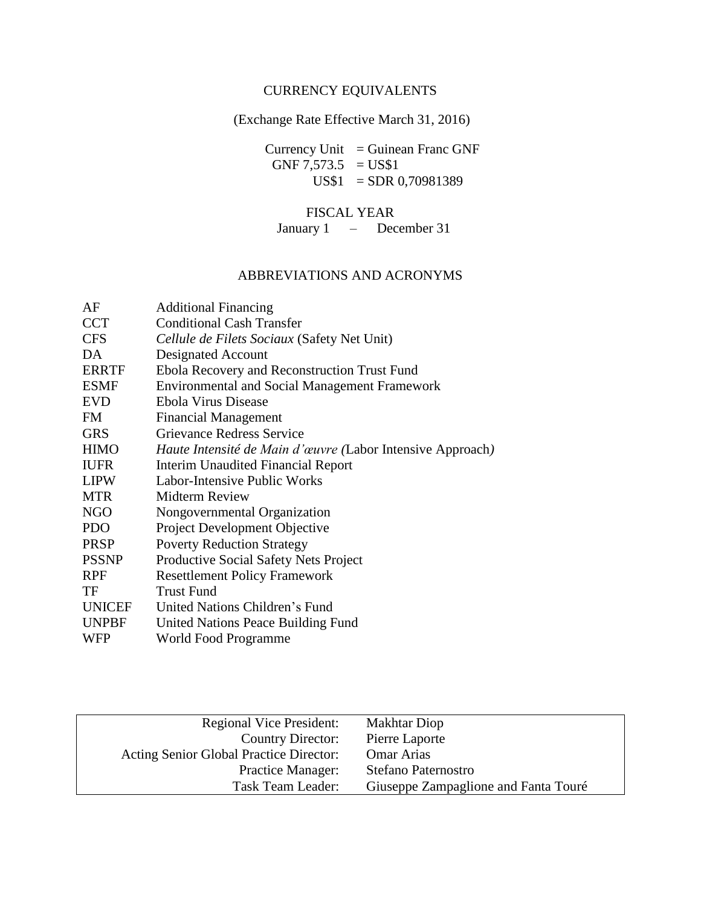## CURRENCY EQUIVALENTS

(Exchange Rate Effective March 31, 2016)

Currency Unit = Guinean Franc GNF
GNF 7,573.5 = US$1
US$1 = SDR 0,70981389

## FISCAL YEAR

January 1 – December 31

## ABBREVIATIONS AND ACRONYMS

| | |
|---|---|
| AF | Additional Financing |
| CCT | Conditional Cash Transfer |
| CFS | *Cellule de Filets Sociaux* (Safety Net Unit) |
| DA | Designated Account |
| ERRTF | Ebola Recovery and Reconstruction Trust Fund |
| ESMF | Environmental and Social Management Framework |
| EVD | Ebola Virus Disease |
| FM | Financial Management |
| GRS | Grievance Redress Service |
| HIMO | *Haute Intensité de Main d'œuvre (*Labor Intensive Approach*)* |
| IUFR | Interim Unaudited Financial Report |
| LIPW | Labor-Intensive Public Works |
| MTR | Midterm Review |
| NGO | Nongovernmental Organization |
| PDO | Project Development Objective |
| PRSP | Poverty Reduction Strategy |
| PSSNP | Productive Social Safety Nets Project |
| RPF | Resettlement Policy Framework |
| TF | Trust Fund |
| UNICEF | United Nations Children's Fund |
| UNPBF | United Nations Peace Building Fund |
| WFP | World Food Programme |

| | |
|---|---|
| Regional Vice President: | Makhtar Diop |
| Country Director: | Pierre Laporte |
| Acting Senior Global Practice Director: | Omar Arias |
| Practice Manager: | Stefano Paternostro |
| Task Team Leader: | Giuseppe Zampaglione and Fanta Touré |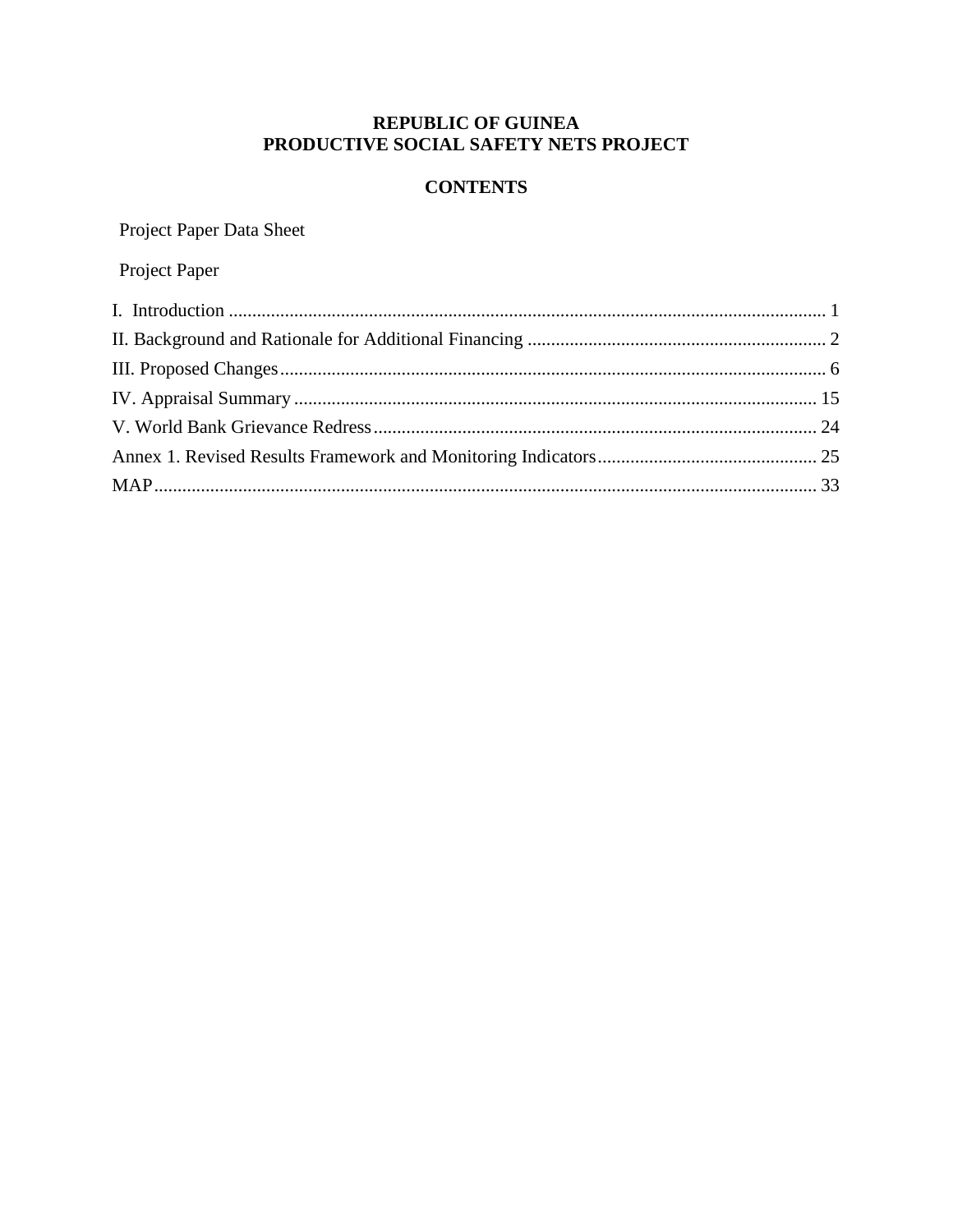**REPUBLIC OF GUINEA**
**PRODUCTIVE SOCIAL SAFETY NETS PROJECT**

**CONTENTS**

Project Paper Data Sheet

Project Paper

I. Introduction ............................................................................................................................ 1
II. Background and Rationale for Additional Financing ................................................................. 2
III. Proposed Changes .................................................................................................................. 6
IV. Appraisal Summary ............................................................................................................... 15
V. World Bank Grievance Redress .............................................................................................. 24
Annex 1. Revised Results Framework and Monitoring Indicators ............................................... 25
MAP .......................................................................................................................................... 33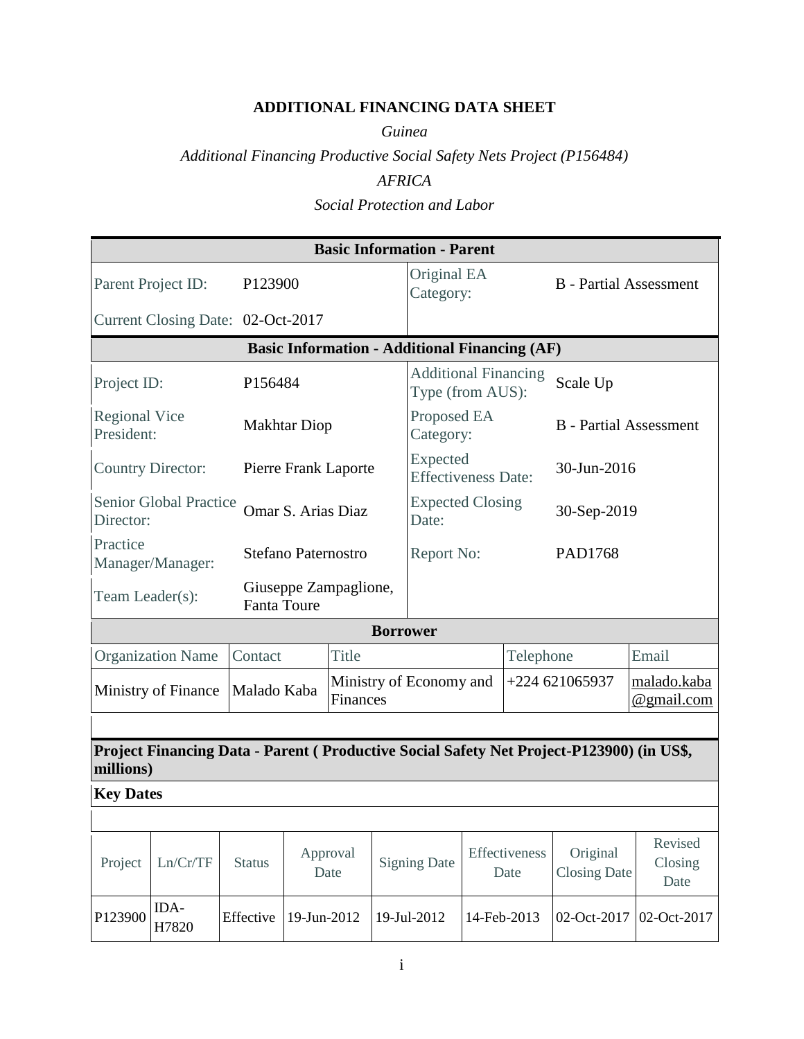**ADDITIONAL FINANCING DATA SHEET**

*Guinea*

*Additional Financing Productive Social Safety Nets Project (P156484)*

*AFRICA*

*Social Protection and Labor*

| **Basic Information - Parent** | | | |
|---|---|---|---|
| Parent Project ID: | P123900 | Original EA Category: | B - Partial Assessment |
| Current Closing Date: | 02-Oct-2017 | | |

| **Basic Information - Additional Financing (AF)** | | | |
|---|---|---|---|
| Project ID: | P156484 | Additional Financing Type (from AUS): | Scale Up |
| Regional Vice President: | Makhtar Diop | Proposed EA Category: | B - Partial Assessment |
| Country Director: | Pierre Frank Laporte | Expected Effectiveness Date: | 30-Jun-2016 |
| Senior Global Practice Director: | Omar S. Arias Diaz | Expected Closing Date: | 30-Sep-2019 |
| Practice Manager/Manager: | Stefano Paternostro | Report No: | PAD1768 |
| Team Leader(s): | Giuseppe Zampaglione, Fanta Toure | | |

| **Borrower** | | | | |
|---|---|---|---|---|
| Organization Name | Contact | Title | Telephone | Email |
| Ministry of Finance | Malado Kaba | Ministry of Economy and Finances | +224 621065937 | malado.kaba@gmail.com |

**Project Financing Data - Parent ( Productive Social Safety Net Project-P123900) (in US$, millions)**

**Key Dates**

| Project | Ln/Cr/TF | Status | Approval Date | Signing Date | Effectiveness Date | Original Closing Date | Revised Closing Date |
|---|---|---|---|---|---|---|---|
| P123900 | IDA-H7820 | Effective | 19-Jun-2012 | 19-Jul-2012 | 14-Feb-2013 | 02-Oct-2017 | 02-Oct-2017 |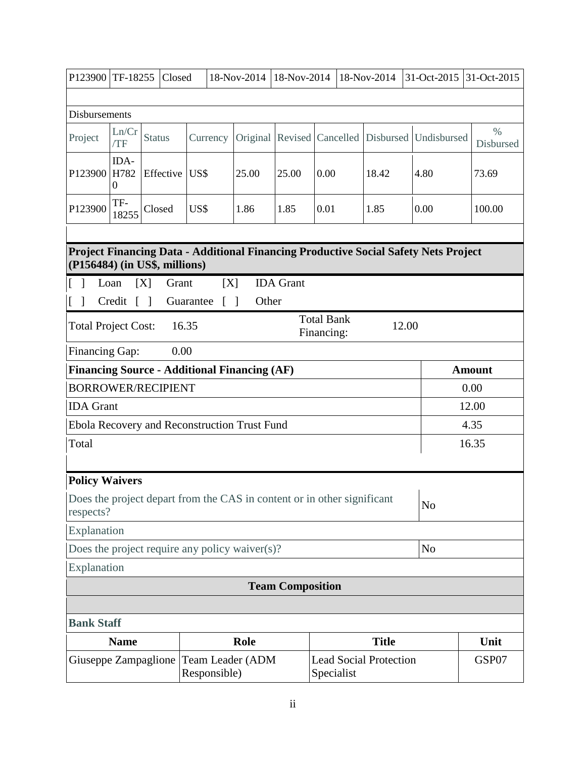| | | | | | | | |
|---|---|---|---|---|---|---|---|
| P123900 | TF-18255 | Closed | 18-Nov-2014 | 18-Nov-2014 | 18-Nov-2014 | 31-Oct-2015 | 31-Oct-2015 |

**Disbursements**

| Project | Ln/Cr/TF | Status | Currency | Original | Revised | Cancelled | Disbursed | Undisbursed | % Disbursed |
|---|---|---|---|---|---|---|---|---|---|
| P123900 | IDA-H7820 | Effective | US$ | 25.00 | 25.00 | 0.00 | 18.42 | 4.80 | 73.69 |
| P123900 | TF-18255 | Closed | US$ | 1.86 | 1.85 | 0.01 | 1.85 | 0.00 | 100.00 |

### Project Financing Data - Additional Financing Productive Social Safety Nets Project (P156484) (in US$, millions)

[ ] Loan [X] Grant [X] IDA Grant

[ ] Credit [ ] Guarantee [ ] Other

| | | | |
|---|---|---|---|
| Total Project Cost: | 16.35 | Total Bank Financing: | 12.00 |
| Financing Gap: | 0.00 | | |

| Financing Source - Additional Financing (AF) | Amount |
|---|---|
| BORROWER/RECIPIENT | 0.00 |
| IDA Grant | 12.00 |
| Ebola Recovery and Reconstruction Trust Fund | 4.35 |
| Total | 16.35 |

**Policy Waivers**

| | |
|---|---|
| Does the project depart from the CAS in content or in other significant respects? | No |
| Explanation | |
| Does the project require any policy waiver(s)? | No |
| Explanation | |

### Team Composition

**Bank Staff**

| Name | Role | Title | Unit |
|---|---|---|---|
| Giuseppe Zampaglione | Team Leader (ADM Responsible) | Lead Social Protection Specialist | GSP07 |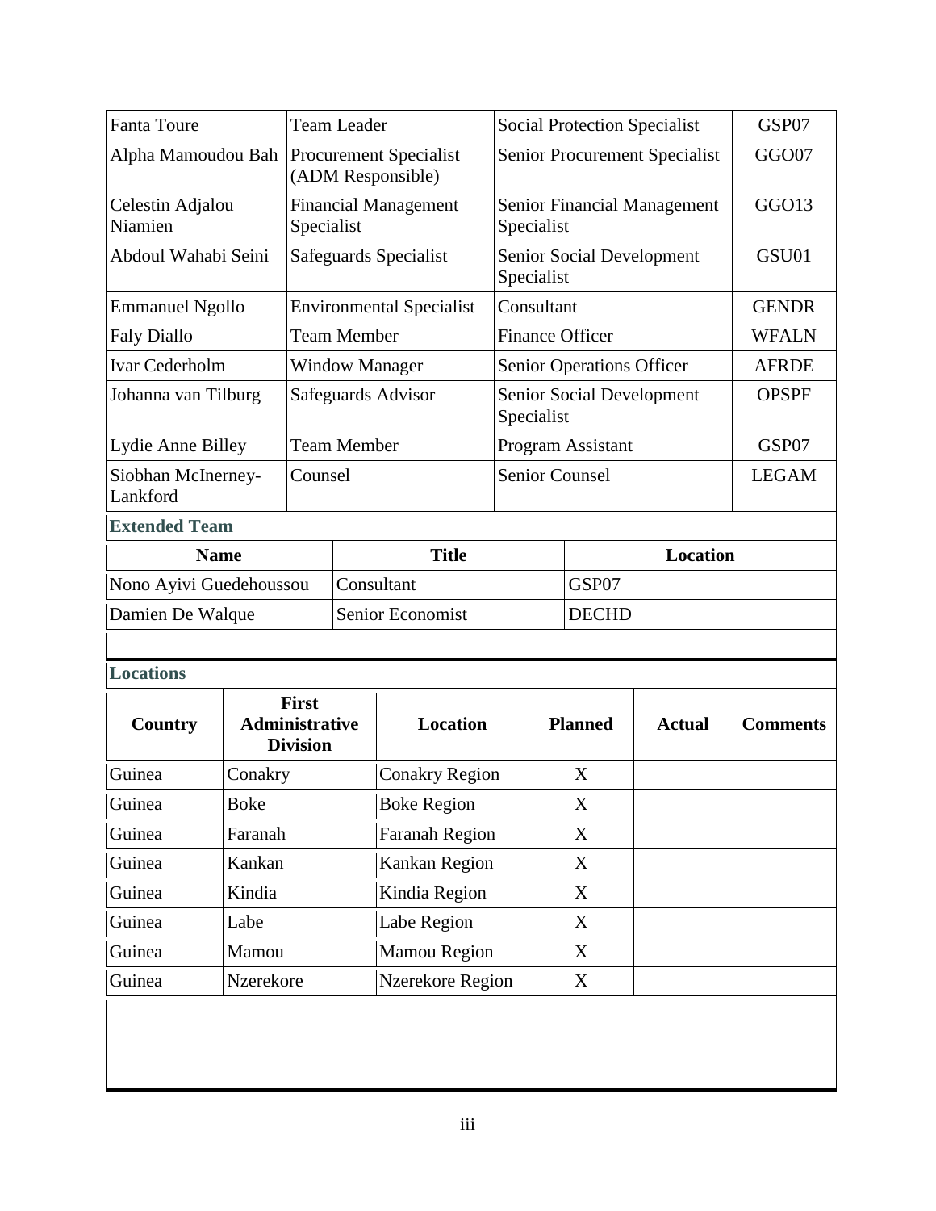| | | | |
|---|---|---|---|
| Fanta Toure | Team Leader | Social Protection Specialist | GSP07 |
| Alpha Mamoudou Bah | Procurement Specialist (ADM Responsible) | Senior Procurement Specialist | GGO07 |
| Celestin Adjalou Niamien | Financial Management Specialist | Senior Financial Management Specialist | GGO13 |
| Abdoul Wahabi Seini | Safeguards Specialist | Senior Social Development Specialist | GSU01 |
| Emmanuel Ngollo | Environmental Specialist | Consultant | GENDR |
| Faly Diallo | Team Member | Finance Officer | WFALN |
| Ivar Cederholm | Window Manager | Senior Operations Officer | AFRDE |
| Johanna van Tilburg | Safeguards Advisor | Senior Social Development Specialist | OPSPF |
| Lydie Anne Billey | Team Member | Program Assistant | GSP07 |
| Siobhan McInerney-Lankford | Counsel | Senior Counsel | LEGAM |

**Extended Team**

| Name | Title | Location |
|---|---|---|
| Nono Ayivi Guedehoussou | Consultant | GSP07 |
| Damien De Walque | Senior Economist | DECHD |

**Locations**

| Country | First Administrative Division | Location | Planned | Actual | Comments |
|---|---|---|---|---|---|
| Guinea | Conakry | Conakry Region | X | | |
| Guinea | Boke | Boke Region | X | | |
| Guinea | Faranah | Faranah Region | X | | |
| Guinea | Kankan | Kankan Region | X | | |
| Guinea | Kindia | Kindia Region | X | | |
| Guinea | Labe | Labe Region | X | | |
| Guinea | Mamou | Mamou Region | X | | |
| Guinea | Nzerekore | Nzerekore Region | X | | |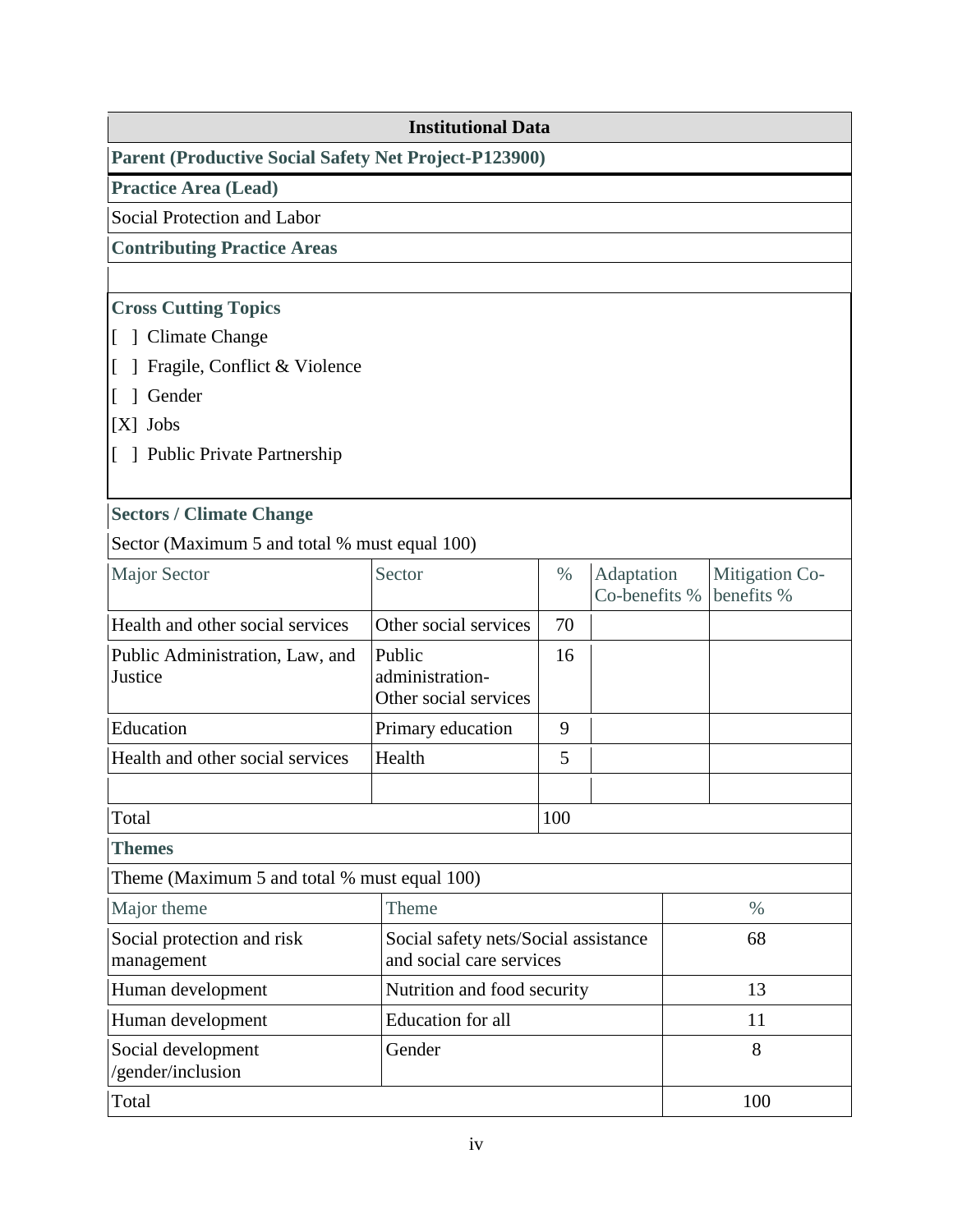**Institutional Data**

**Parent (Productive Social Safety Net Project-P123900)**

**Practice Area (Lead)**

Social Protection and Labor

**Contributing Practice Areas**

**Cross Cutting Topics**

[ ] Climate Change

[ ] Fragile, Conflict & Violence

[ ] Gender

[X] Jobs

[ ] Public Private Partnership

**Sectors / Climate Change**

Sector (Maximum 5 and total % must equal 100)

| Major Sector | Sector | % | Adaptation Co-benefits % | Mitigation Co-benefits % |
|---|---|---|---|---|
| Health and other social services | Other social services | 70 | | |
| Public Administration, Law, and Justice | Public administration-Other social services | 16 | | |
| Education | Primary education | 9 | | |
| Health and other social services | Health | 5 | | |
| | | | | |
| Total | | 100 | | |

**Themes**

Theme (Maximum 5 and total % must equal 100)

| Major theme | Theme | % |
|---|---|---|
| Social protection and risk management | Social safety nets/Social assistance and social care services | 68 |
| Human development | Nutrition and food security | 13 |
| Human development | Education for all | 11 |
| Social development /gender/inclusion | Gender | 8 |
| Total | | 100 |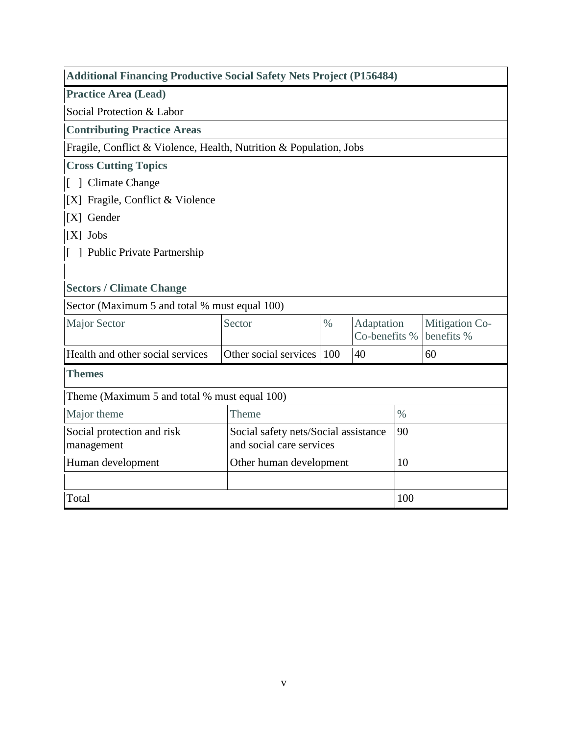**Additional Financing Productive Social Safety Nets Project (P156484)**

**Practice Area (Lead)**

Social Protection & Labor

**Contributing Practice Areas**

Fragile, Conflict & Violence, Health, Nutrition & Population, Jobs

**Cross Cutting Topics**

[ ] Climate Change

[X] Fragile, Conflict & Violence

[X] Gender

[X] Jobs

[ ] Public Private Partnership

**Sectors / Climate Change**

Sector (Maximum 5 and total % must equal 100)

| Major Sector | Sector | % | Adaptation Co-benefits % | Mitigation Co-benefits % |
|---|---|---|---|---|
| Health and other social services | Other social services | 100 | 40 | 60 |

**Themes**

Theme (Maximum 5 and total % must equal 100)

| Major theme | Theme | % |
|---|---|---|
| Social protection and risk management | Social safety nets/Social assistance and social care services | 90 |
| Human development | Other human development | 10 |
| | | |
| Total | | 100 |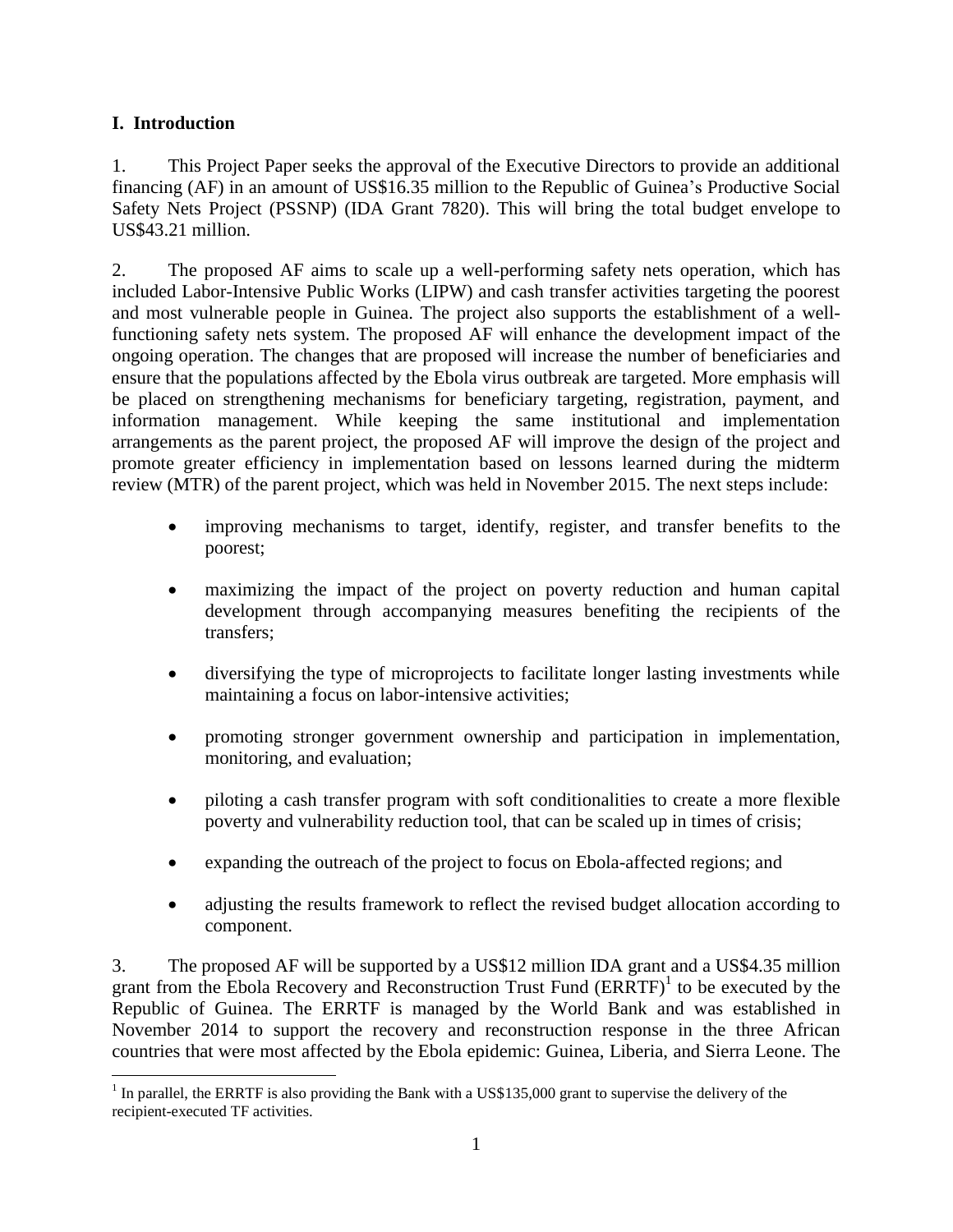## I. Introduction

1. This Project Paper seeks the approval of the Executive Directors to provide an additional financing (AF) in an amount of US$16.35 million to the Republic of Guinea's Productive Social Safety Nets Project (PSSNP) (IDA Grant 7820). This will bring the total budget envelope to US$43.21 million.

2. The proposed AF aims to scale up a well-performing safety nets operation, which has included Labor-Intensive Public Works (LIPW) and cash transfer activities targeting the poorest and most vulnerable people in Guinea. The project also supports the establishment of a well-functioning safety nets system. The proposed AF will enhance the development impact of the ongoing operation. The changes that are proposed will increase the number of beneficiaries and ensure that the populations affected by the Ebola virus outbreak are targeted. More emphasis will be placed on strengthening mechanisms for beneficiary targeting, registration, payment, and information management. While keeping the same institutional and implementation arrangements as the parent project, the proposed AF will improve the design of the project and promote greater efficiency in implementation based on lessons learned during the midterm review (MTR) of the parent project, which was held in November 2015. The next steps include:

- improving mechanisms to target, identify, register, and transfer benefits to the poorest;
- maximizing the impact of the project on poverty reduction and human capital development through accompanying measures benefiting the recipients of the transfers;
- diversifying the type of microprojects to facilitate longer lasting investments while maintaining a focus on labor-intensive activities;
- promoting stronger government ownership and participation in implementation, monitoring, and evaluation;
- piloting a cash transfer program with soft conditionalities to create a more flexible poverty and vulnerability reduction tool, that can be scaled up in times of crisis;
- expanding the outreach of the project to focus on Ebola-affected regions; and
- adjusting the results framework to reflect the revised budget allocation according to component.

3. The proposed AF will be supported by a US$12 million IDA grant and a US$4.35 million grant from the Ebola Recovery and Reconstruction Trust Fund (ERRTF)[1] to be executed by the Republic of Guinea. The ERRTF is managed by the World Bank and was established in November 2014 to support the recovery and reconstruction response in the three African countries that were most affected by the Ebola epidemic: Guinea, Liberia, and Sierra Leone. The

[1] In parallel, the ERRTF is also providing the Bank with a US$135,000 grant to supervise the delivery of the recipient-executed TF activities.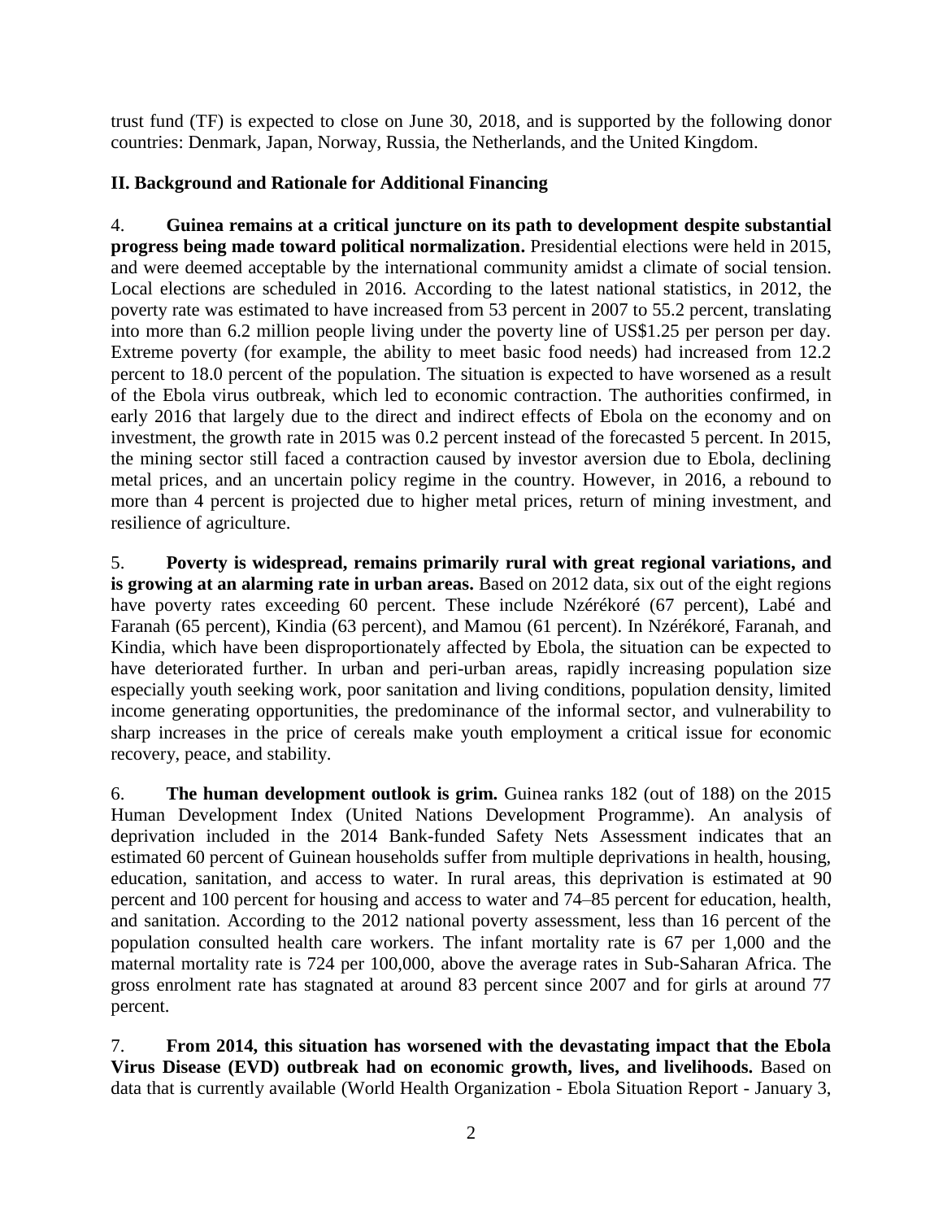trust fund (TF) is expected to close on June 30, 2018, and is supported by the following donor countries: Denmark, Japan, Norway, Russia, the Netherlands, and the United Kingdom.

## II. Background and Rationale for Additional Financing

4. **Guinea remains at a critical juncture on its path to development despite substantial progress being made toward political normalization.** Presidential elections were held in 2015, and were deemed acceptable by the international community amidst a climate of social tension. Local elections are scheduled in 2016. According to the latest national statistics, in 2012, the poverty rate was estimated to have increased from 53 percent in 2007 to 55.2 percent, translating into more than 6.2 million people living under the poverty line of US$1.25 per person per day. Extreme poverty (for example, the ability to meet basic food needs) had increased from 12.2 percent to 18.0 percent of the population. The situation is expected to have worsened as a result of the Ebola virus outbreak, which led to economic contraction. The authorities confirmed, in early 2016 that largely due to the direct and indirect effects of Ebola on the economy and on investment, the growth rate in 2015 was 0.2 percent instead of the forecasted 5 percent. In 2015, the mining sector still faced a contraction caused by investor aversion due to Ebola, declining metal prices, and an uncertain policy regime in the country. However, in 2016, a rebound to more than 4 percent is projected due to higher metal prices, return of mining investment, and resilience of agriculture.

5. **Poverty is widespread, remains primarily rural with great regional variations, and is growing at an alarming rate in urban areas.** Based on 2012 data, six out of the eight regions have poverty rates exceeding 60 percent. These include Nzérékoré (67 percent), Labé and Faranah (65 percent), Kindia (63 percent), and Mamou (61 percent). In Nzérékoré, Faranah, and Kindia, which have been disproportionately affected by Ebola, the situation can be expected to have deteriorated further. In urban and peri-urban areas, rapidly increasing population size especially youth seeking work, poor sanitation and living conditions, population density, limited income generating opportunities, the predominance of the informal sector, and vulnerability to sharp increases in the price of cereals make youth employment a critical issue for economic recovery, peace, and stability.

6. **The human development outlook is grim.** Guinea ranks 182 (out of 188) on the 2015 Human Development Index (United Nations Development Programme). An analysis of deprivation included in the 2014 Bank-funded Safety Nets Assessment indicates that an estimated 60 percent of Guinean households suffer from multiple deprivations in health, housing, education, sanitation, and access to water. In rural areas, this deprivation is estimated at 90 percent and 100 percent for housing and access to water and 74–85 percent for education, health, and sanitation. According to the 2012 national poverty assessment, less than 16 percent of the population consulted health care workers. The infant mortality rate is 67 per 1,000 and the maternal mortality rate is 724 per 100,000, above the average rates in Sub-Saharan Africa. The gross enrolment rate has stagnated at around 83 percent since 2007 and for girls at around 77 percent.

7. **From 2014, this situation has worsened with the devastating impact that the Ebola Virus Disease (EVD) outbreak had on economic growth, lives, and livelihoods.** Based on data that is currently available (World Health Organization - Ebola Situation Report - January 3,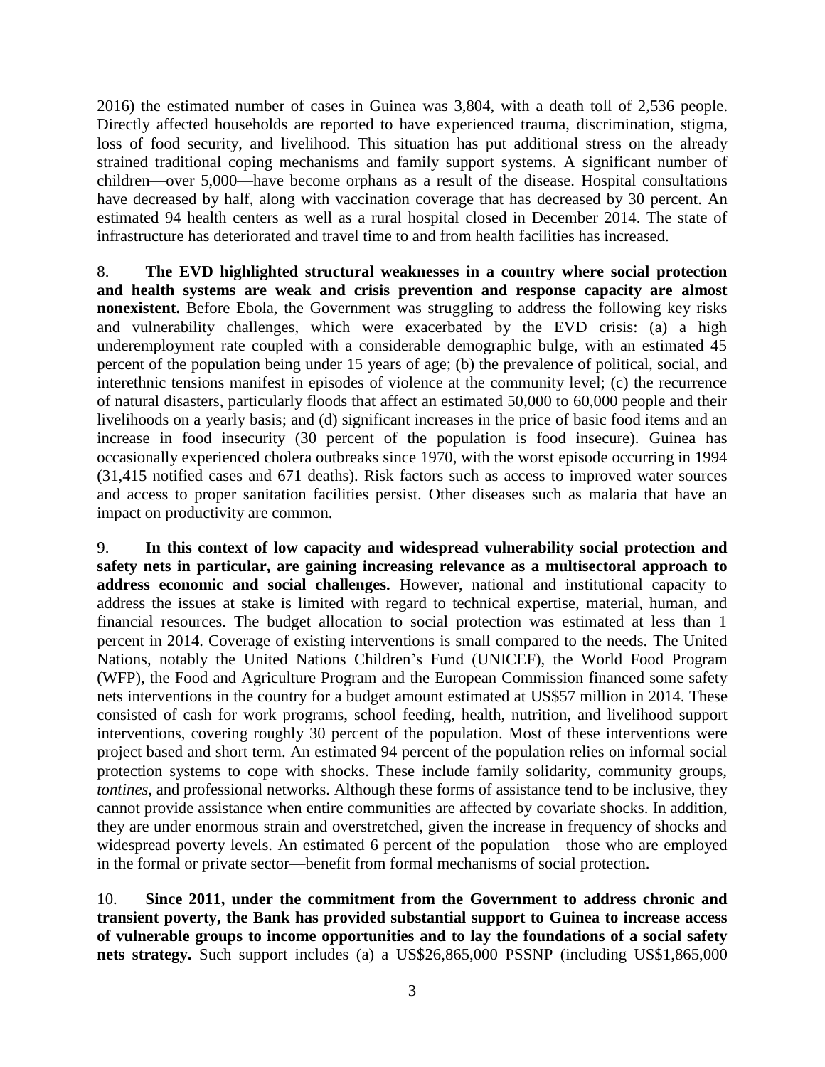2016) the estimated number of cases in Guinea was 3,804, with a death toll of 2,536 people. Directly affected households are reported to have experienced trauma, discrimination, stigma, loss of food security, and livelihood. This situation has put additional stress on the already strained traditional coping mechanisms and family support systems. A significant number of children—over 5,000—have become orphans as a result of the disease. Hospital consultations have decreased by half, along with vaccination coverage that has decreased by 30 percent. An estimated 94 health centers as well as a rural hospital closed in December 2014. The state of infrastructure has deteriorated and travel time to and from health facilities has increased.

8. **The EVD highlighted structural weaknesses in a country where social protection and health systems are weak and crisis prevention and response capacity are almost nonexistent.** Before Ebola, the Government was struggling to address the following key risks and vulnerability challenges, which were exacerbated by the EVD crisis: (a) a high underemployment rate coupled with a considerable demographic bulge, with an estimated 45 percent of the population being under 15 years of age; (b) the prevalence of political, social, and interethnic tensions manifest in episodes of violence at the community level; (c) the recurrence of natural disasters, particularly floods that affect an estimated 50,000 to 60,000 people and their livelihoods on a yearly basis; and (d) significant increases in the price of basic food items and an increase in food insecurity (30 percent of the population is food insecure). Guinea has occasionally experienced cholera outbreaks since 1970, with the worst episode occurring in 1994 (31,415 notified cases and 671 deaths). Risk factors such as access to improved water sources and access to proper sanitation facilities persist. Other diseases such as malaria that have an impact on productivity are common.

9. **In this context of low capacity and widespread vulnerability social protection and safety nets in particular, are gaining increasing relevance as a multisectoral approach to address economic and social challenges.** However, national and institutional capacity to address the issues at stake is limited with regard to technical expertise, material, human, and financial resources. The budget allocation to social protection was estimated at less than 1 percent in 2014. Coverage of existing interventions is small compared to the needs. The United Nations, notably the United Nations Children's Fund (UNICEF), the World Food Program (WFP), the Food and Agriculture Program and the European Commission financed some safety nets interventions in the country for a budget amount estimated at US$57 million in 2014. These consisted of cash for work programs, school feeding, health, nutrition, and livelihood support interventions, covering roughly 30 percent of the population. Most of these interventions were project based and short term. An estimated 94 percent of the population relies on informal social protection systems to cope with shocks. These include family solidarity, community groups, *tontines,* and professional networks. Although these forms of assistance tend to be inclusive, they cannot provide assistance when entire communities are affected by covariate shocks. In addition, they are under enormous strain and overstretched, given the increase in frequency of shocks and widespread poverty levels. An estimated 6 percent of the population—those who are employed in the formal or private sector—benefit from formal mechanisms of social protection.

10. **Since 2011, under the commitment from the Government to address chronic and transient poverty, the Bank has provided substantial support to Guinea to increase access of vulnerable groups to income opportunities and to lay the foundations of a social safety nets strategy.** Such support includes (a) a US$26,865,000 PSSNP (including US$1,865,000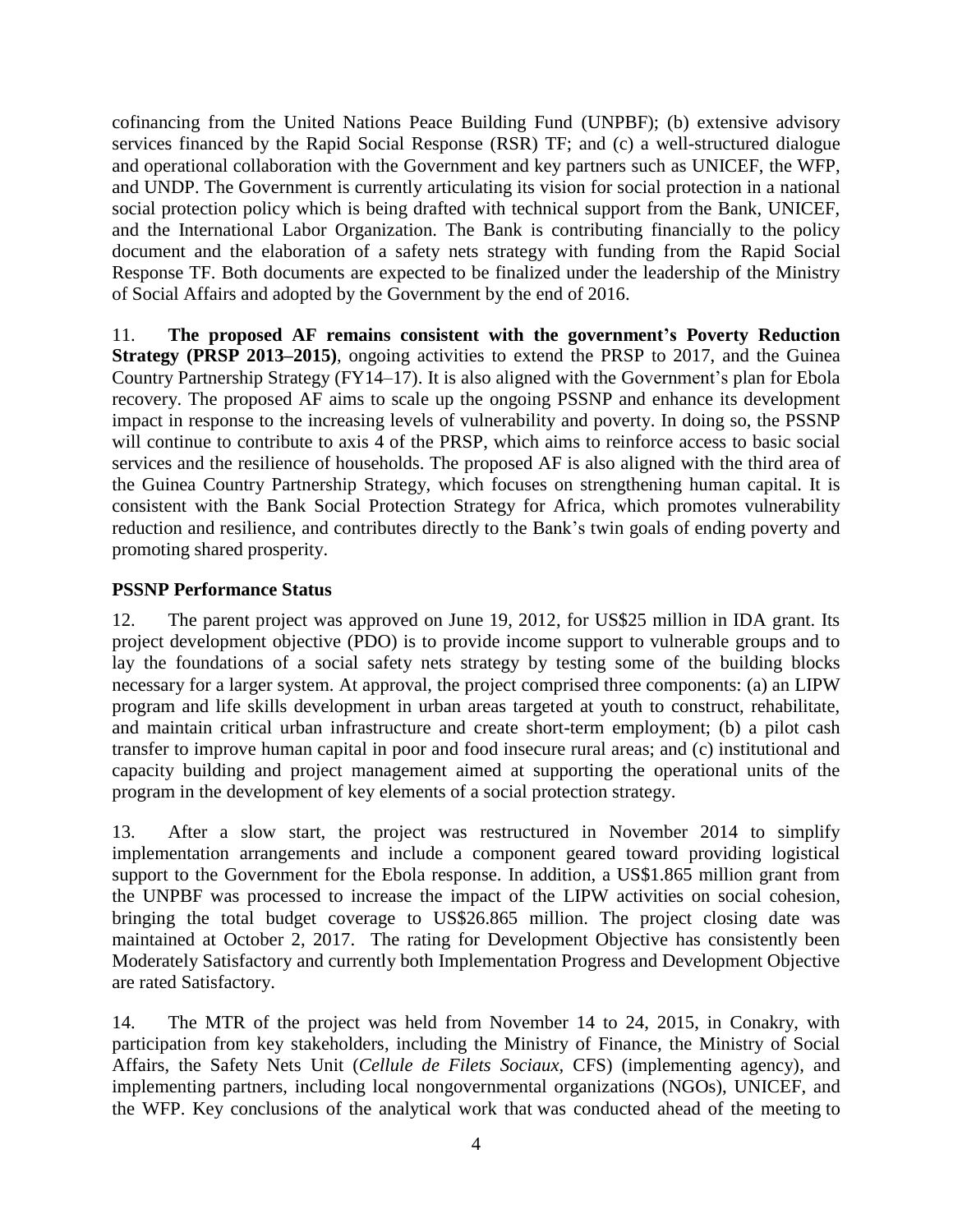cofinancing from the United Nations Peace Building Fund (UNPBF); (b) extensive advisory services financed by the Rapid Social Response (RSR) TF; and (c) a well-structured dialogue and operational collaboration with the Government and key partners such as UNICEF, the WFP, and UNDP. The Government is currently articulating its vision for social protection in a national social protection policy which is being drafted with technical support from the Bank, UNICEF, and the International Labor Organization. The Bank is contributing financially to the policy document and the elaboration of a safety nets strategy with funding from the Rapid Social Response TF. Both documents are expected to be finalized under the leadership of the Ministry of Social Affairs and adopted by the Government by the end of 2016.

11. **The proposed AF remains consistent with the government's Poverty Reduction Strategy (PRSP 2013–2015)**, ongoing activities to extend the PRSP to 2017, and the Guinea Country Partnership Strategy (FY14–17). It is also aligned with the Government's plan for Ebola recovery. The proposed AF aims to scale up the ongoing PSSNP and enhance its development impact in response to the increasing levels of vulnerability and poverty. In doing so, the PSSNP will continue to contribute to axis 4 of the PRSP, which aims to reinforce access to basic social services and the resilience of households. The proposed AF is also aligned with the third area of the Guinea Country Partnership Strategy, which focuses on strengthening human capital. It is consistent with the Bank Social Protection Strategy for Africa, which promotes vulnerability reduction and resilience, and contributes directly to the Bank's twin goals of ending poverty and promoting shared prosperity.

**PSSNP Performance Status**

12. The parent project was approved on June 19, 2012, for US$25 million in IDA grant. Its project development objective (PDO) is to provide income support to vulnerable groups and to lay the foundations of a social safety nets strategy by testing some of the building blocks necessary for a larger system. At approval, the project comprised three components: (a) an LIPW program and life skills development in urban areas targeted at youth to construct, rehabilitate, and maintain critical urban infrastructure and create short-term employment; (b) a pilot cash transfer to improve human capital in poor and food insecure rural areas; and (c) institutional and capacity building and project management aimed at supporting the operational units of the program in the development of key elements of a social protection strategy.

13. After a slow start, the project was restructured in November 2014 to simplify implementation arrangements and include a component geared toward providing logistical support to the Government for the Ebola response. In addition, a US$1.865 million grant from the UNPBF was processed to increase the impact of the LIPW activities on social cohesion, bringing the total budget coverage to US$26.865 million. The project closing date was maintained at October 2, 2017. The rating for Development Objective has consistently been Moderately Satisfactory and currently both Implementation Progress and Development Objective are rated Satisfactory.

14. The MTR of the project was held from November 14 to 24, 2015, in Conakry, with participation from key stakeholders, including the Ministry of Finance, the Ministry of Social Affairs, the Safety Nets Unit (*Cellule de Filets Sociaux*, CFS) (implementing agency), and implementing partners, including local nongovernmental organizations (NGOs), UNICEF, and the WFP. Key conclusions of the analytical work that was conducted ahead of the meeting to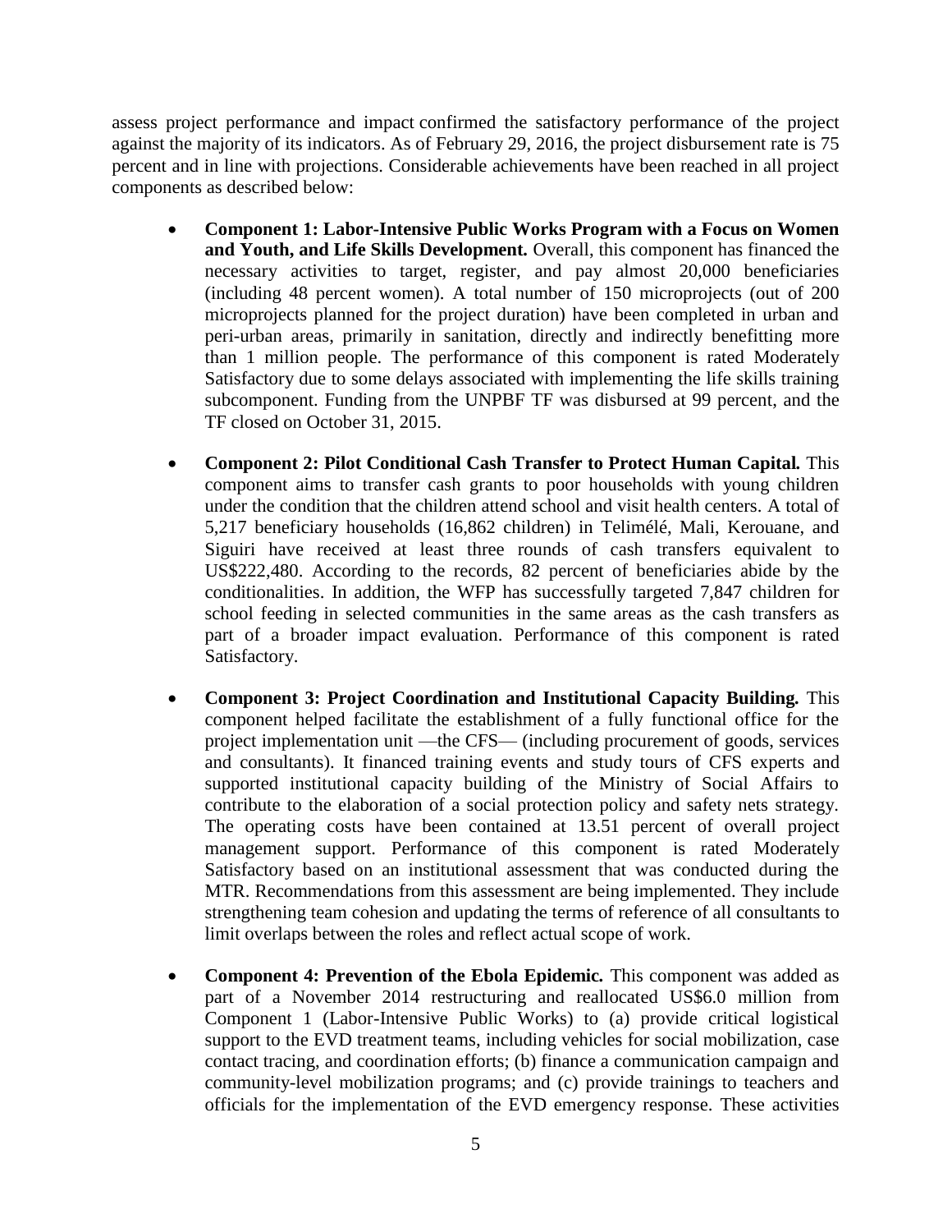assess project performance and impact confirmed the satisfactory performance of the project against the majority of its indicators. As of February 29, 2016, the project disbursement rate is 75 percent and in line with projections. Considerable achievements have been reached in all project components as described below:

- **Component 1: Labor-Intensive Public Works Program with a Focus on Women and Youth, and Life Skills Development.** Overall, this component has financed the necessary activities to target, register, and pay almost 20,000 beneficiaries (including 48 percent women). A total number of 150 microprojects (out of 200 microprojects planned for the project duration) have been completed in urban and peri-urban areas, primarily in sanitation, directly and indirectly benefitting more than 1 million people. The performance of this component is rated Moderately Satisfactory due to some delays associated with implementing the life skills training subcomponent. Funding from the UNPBF TF was disbursed at 99 percent, and the TF closed on October 31, 2015.

- **Component 2: Pilot Conditional Cash Transfer to Protect Human Capital.** This component aims to transfer cash grants to poor households with young children under the condition that the children attend school and visit health centers. A total of 5,217 beneficiary households (16,862 children) in Telimélé, Mali, Kerouane, and Siguiri have received at least three rounds of cash transfers equivalent to US$222,480. According to the records, 82 percent of beneficiaries abide by the conditionalities. In addition, the WFP has successfully targeted 7,847 children for school feeding in selected communities in the same areas as the cash transfers as part of a broader impact evaluation. Performance of this component is rated Satisfactory.

- **Component 3: Project Coordination and Institutional Capacity Building.** This component helped facilitate the establishment of a fully functional office for the project implementation unit —the CFS— (including procurement of goods, services and consultants). It financed training events and study tours of CFS experts and supported institutional capacity building of the Ministry of Social Affairs to contribute to the elaboration of a social protection policy and safety nets strategy. The operating costs have been contained at 13.51 percent of overall project management support. Performance of this component is rated Moderately Satisfactory based on an institutional assessment that was conducted during the MTR. Recommendations from this assessment are being implemented. They include strengthening team cohesion and updating the terms of reference of all consultants to limit overlaps between the roles and reflect actual scope of work.

- **Component 4: Prevention of the Ebola Epidemic.** This component was added as part of a November 2014 restructuring and reallocated US$6.0 million from Component 1 (Labor-Intensive Public Works) to (a) provide critical logistical support to the EVD treatment teams, including vehicles for social mobilization, case contact tracing, and coordination efforts; (b) finance a communication campaign and community-level mobilization programs; and (c) provide trainings to teachers and officials for the implementation of the EVD emergency response. These activities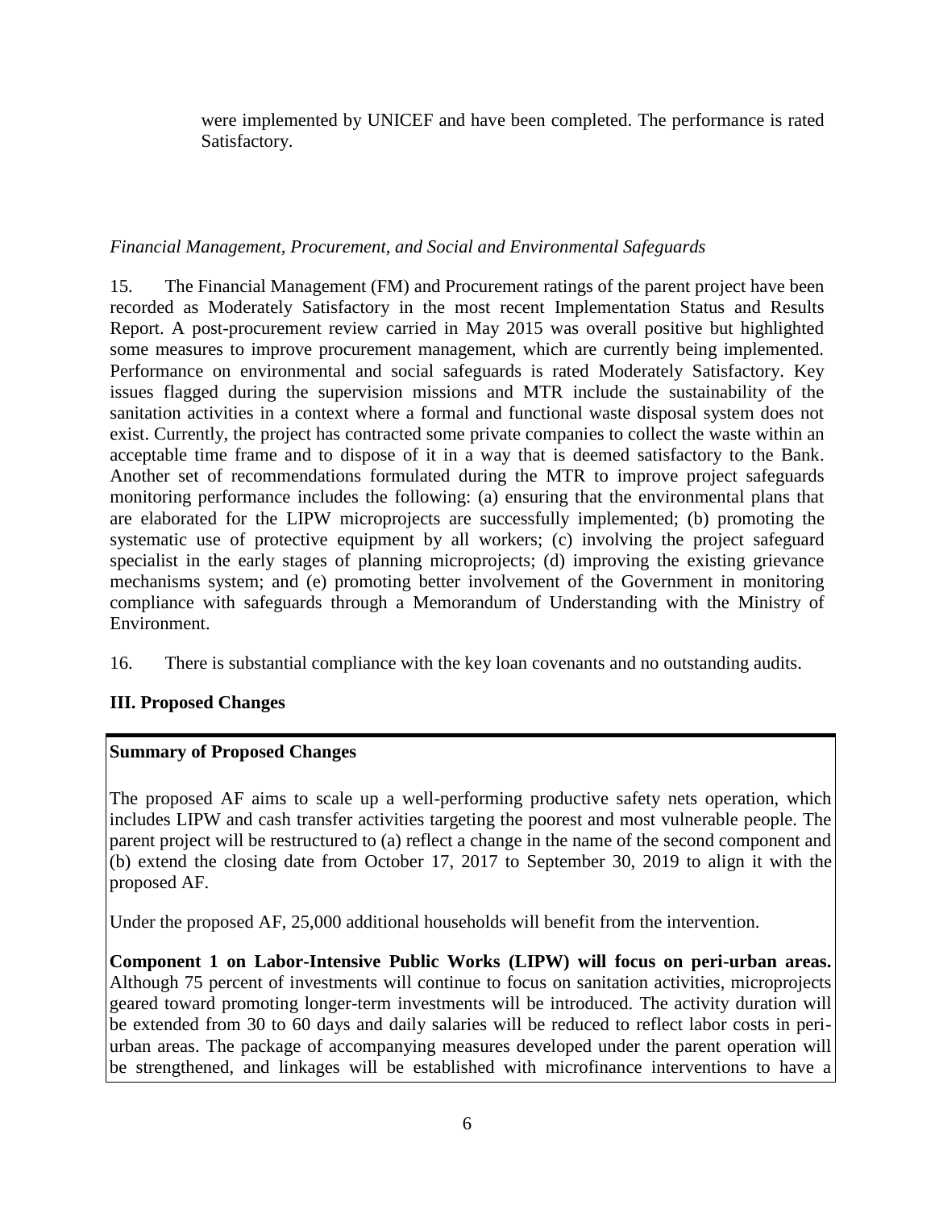were implemented by UNICEF and have been completed. The performance is rated Satisfactory.

*Financial Management, Procurement, and Social and Environmental Safeguards*

15. The Financial Management (FM) and Procurement ratings of the parent project have been recorded as Moderately Satisfactory in the most recent Implementation Status and Results Report. A post-procurement review carried in May 2015 was overall positive but highlighted some measures to improve procurement management, which are currently being implemented. Performance on environmental and social safeguards is rated Moderately Satisfactory. Key issues flagged during the supervision missions and MTR include the sustainability of the sanitation activities in a context where a formal and functional waste disposal system does not exist. Currently, the project has contracted some private companies to collect the waste within an acceptable time frame and to dispose of it in a way that is deemed satisfactory to the Bank. Another set of recommendations formulated during the MTR to improve project safeguards monitoring performance includes the following: (a) ensuring that the environmental plans that are elaborated for the LIPW microprojects are successfully implemented; (b) promoting the systematic use of protective equipment by all workers; (c) involving the project safeguard specialist in the early stages of planning microprojects; (d) improving the existing grievance mechanisms system; and (e) promoting better involvement of the Government in monitoring compliance with safeguards through a Memorandum of Understanding with the Ministry of Environment.

16. There is substantial compliance with the key loan covenants and no outstanding audits.

## III. Proposed Changes

**Summary of Proposed Changes**

The proposed AF aims to scale up a well-performing productive safety nets operation, which includes LIPW and cash transfer activities targeting the poorest and most vulnerable people. The parent project will be restructured to (a) reflect a change in the name of the second component and (b) extend the closing date from October 17, 2017 to September 30, 2019 to align it with the proposed AF.

Under the proposed AF, 25,000 additional households will benefit from the intervention.

**Component 1 on Labor-Intensive Public Works (LIPW) will focus on peri-urban areas.** Although 75 percent of investments will continue to focus on sanitation activities, microprojects geared toward promoting longer-term investments will be introduced. The activity duration will be extended from 30 to 60 days and daily salaries will be reduced to reflect labor costs in peri-urban areas. The package of accompanying measures developed under the parent operation will be strengthened, and linkages will be established with microfinance interventions to have a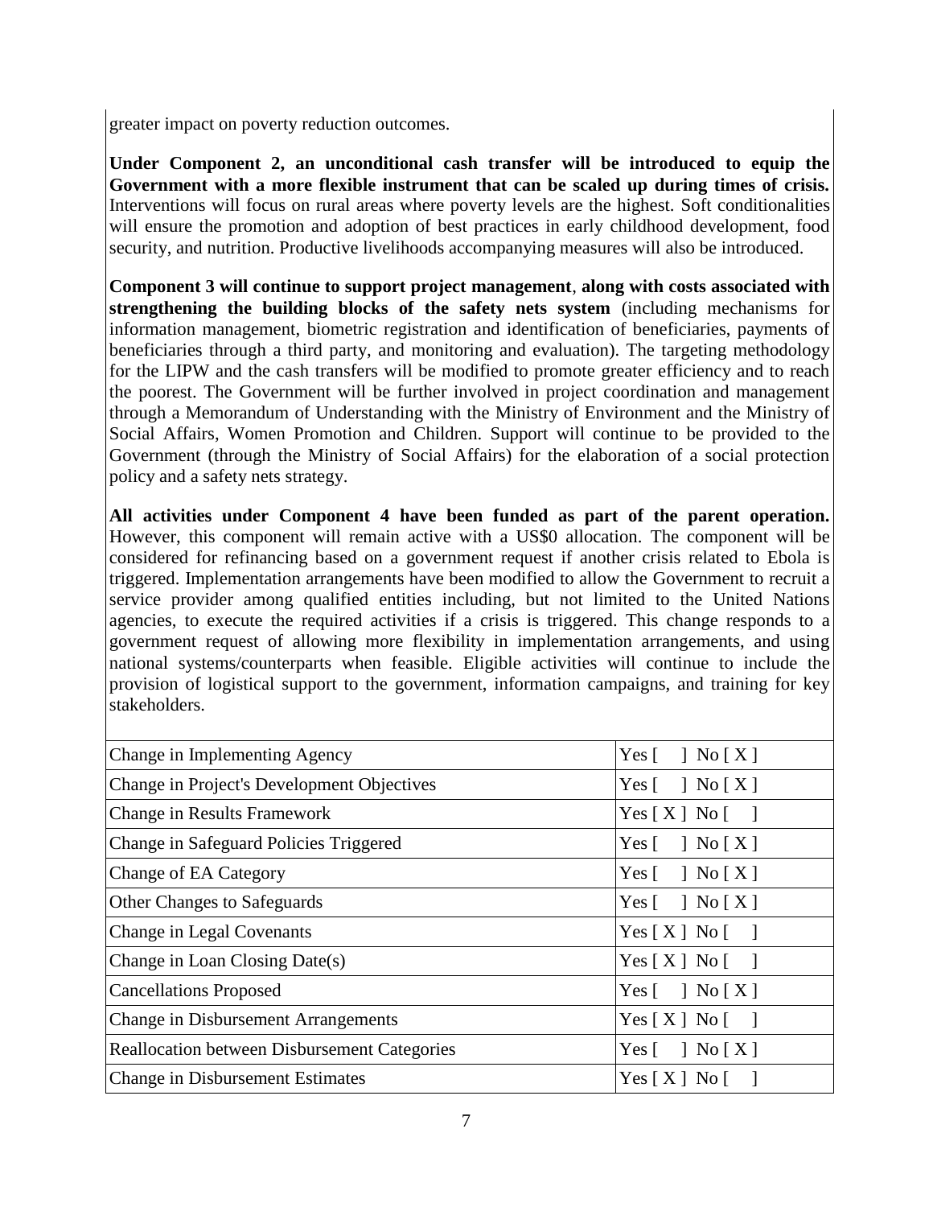greater impact on poverty reduction outcomes.

**Under Component 2, an unconditional cash transfer will be introduced to equip the Government with a more flexible instrument that can be scaled up during times of crisis.** Interventions will focus on rural areas where poverty levels are the highest. Soft conditionalities will ensure the promotion and adoption of best practices in early childhood development, food security, and nutrition. Productive livelihoods accompanying measures will also be introduced.

**Component 3 will continue to support project management**, **along with costs associated with strengthening the building blocks of the safety nets system** (including mechanisms for information management, biometric registration and identification of beneficiaries, payments of beneficiaries through a third party, and monitoring and evaluation). The targeting methodology for the LIPW and the cash transfers will be modified to promote greater efficiency and to reach the poorest. The Government will be further involved in project coordination and management through a Memorandum of Understanding with the Ministry of Environment and the Ministry of Social Affairs, Women Promotion and Children. Support will continue to be provided to the Government (through the Ministry of Social Affairs) for the elaboration of a social protection policy and a safety nets strategy.

**All activities under Component 4 have been funded as part of the parent operation.** However, this component will remain active with a US$0 allocation. The component will be considered for refinancing based on a government request if another crisis related to Ebola is triggered. Implementation arrangements have been modified to allow the Government to recruit a service provider among qualified entities including, but not limited to the United Nations agencies, to execute the required activities if a crisis is triggered. This change responds to a government request of allowing more flexibility in implementation arrangements, and using national systems/counterparts when feasible. Eligible activities will continue to include the provision of logistical support to the government, information campaigns, and training for key stakeholders.

| | |
|---|---|
| Change in Implementing Agency | Yes [ ] No [ X ] |
| Change in Project's Development Objectives | Yes [ ] No [ X ] |
| Change in Results Framework | Yes [ X ] No [ ] |
| Change in Safeguard Policies Triggered | Yes [ ] No [ X ] |
| Change of EA Category | Yes [ ] No [ X ] |
| Other Changes to Safeguards | Yes [ ] No [ X ] |
| Change in Legal Covenants | Yes [ X ] No [ ] |
| Change in Loan Closing Date(s) | Yes [ X ] No [ ] |
| Cancellations Proposed | Yes [ ] No [ X ] |
| Change in Disbursement Arrangements | Yes [ X ] No [ ] |
| Reallocation between Disbursement Categories | Yes [ ] No [ X ] |
| Change in Disbursement Estimates | Yes [ X ] No [ ] |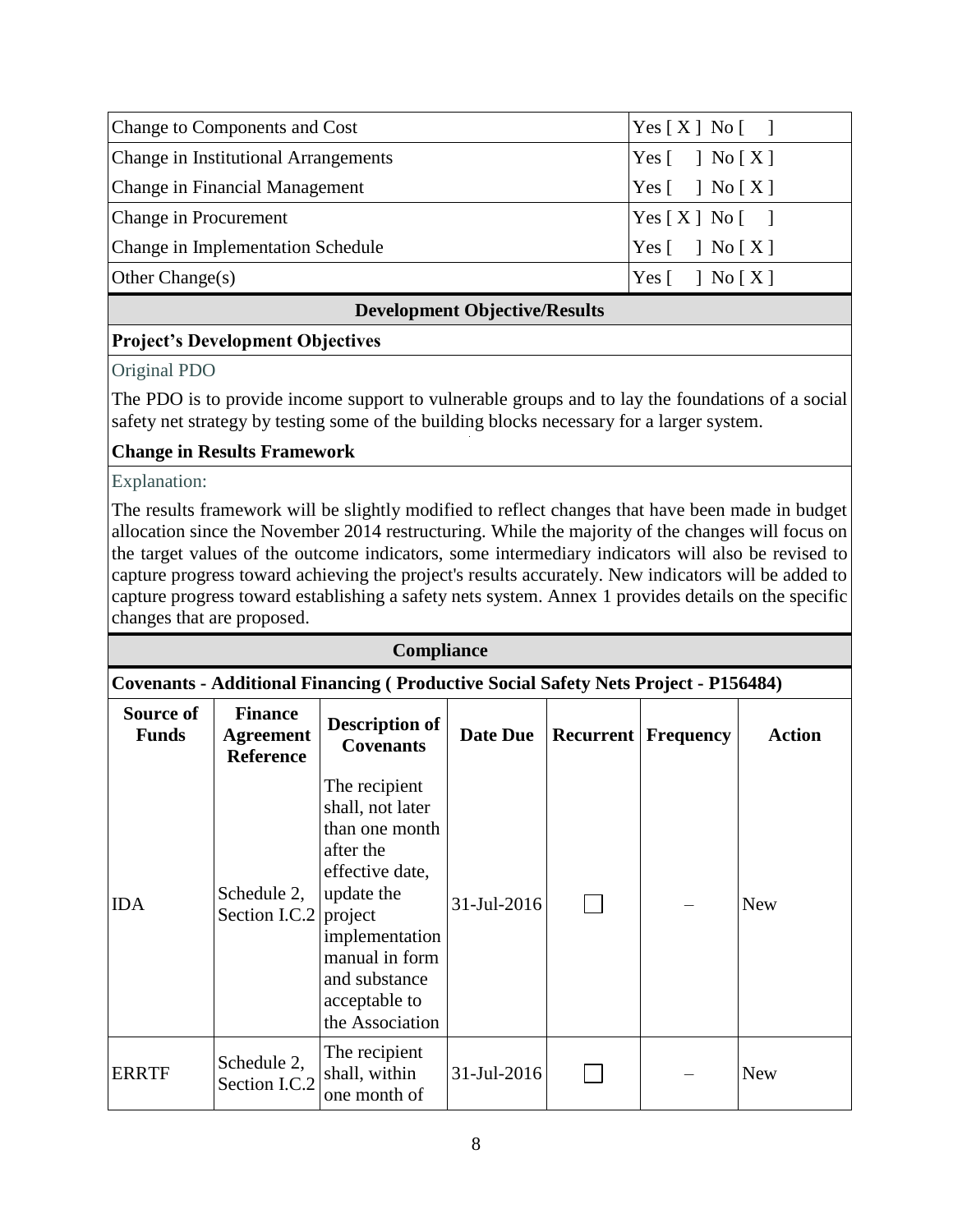| | |
|---|---|
| Change to Components and Cost | Yes [ X ] No [ ] |
| Change in Institutional Arrangements | Yes [ ] No [ X ] |
| Change in Financial Management | Yes [ ] No [ X ] |
| Change in Procurement | Yes [ X ] No [ ] |
| Change in Implementation Schedule | Yes [ ] No [ X ] |
| Other Change(s) | Yes [ ] No [ X ] |

## Development Objective/Results

### Project's Development Objectives

Original PDO

The PDO is to provide income support to vulnerable groups and to lay the foundations of a social safety net strategy by testing some of the building blocks necessary for a larger system.

### Change in Results Framework

Explanation:

The results framework will be slightly modified to reflect changes that have been made in budget allocation since the November 2014 restructuring. While the majority of the changes will focus on the target values of the outcome indicators, some intermediary indicators will also be revised to capture progress toward achieving the project's results accurately. New indicators will be added to capture progress toward establishing a safety nets system. Annex 1 provides details on the specific changes that are proposed.

## Compliance

### Covenants - Additional Financing ( Productive Social Safety Nets Project - P156484)

| Source of Funds | Finance Agreement Reference | Description of Covenants | Date Due | Recurrent | Frequency | Action |
|---|---|---|---|---|---|---|
| IDA | Schedule 2, Section I.C.2 | The recipient shall, not later than one month after the effective date, update the project implementation manual in form and substance acceptable to the Association | 31-Jul-2016 | ☐ | – | New |
| ERRTF | Schedule 2, Section I.C.2 | The recipient shall, within one month of | 31-Jul-2016 | ☐ | – | New |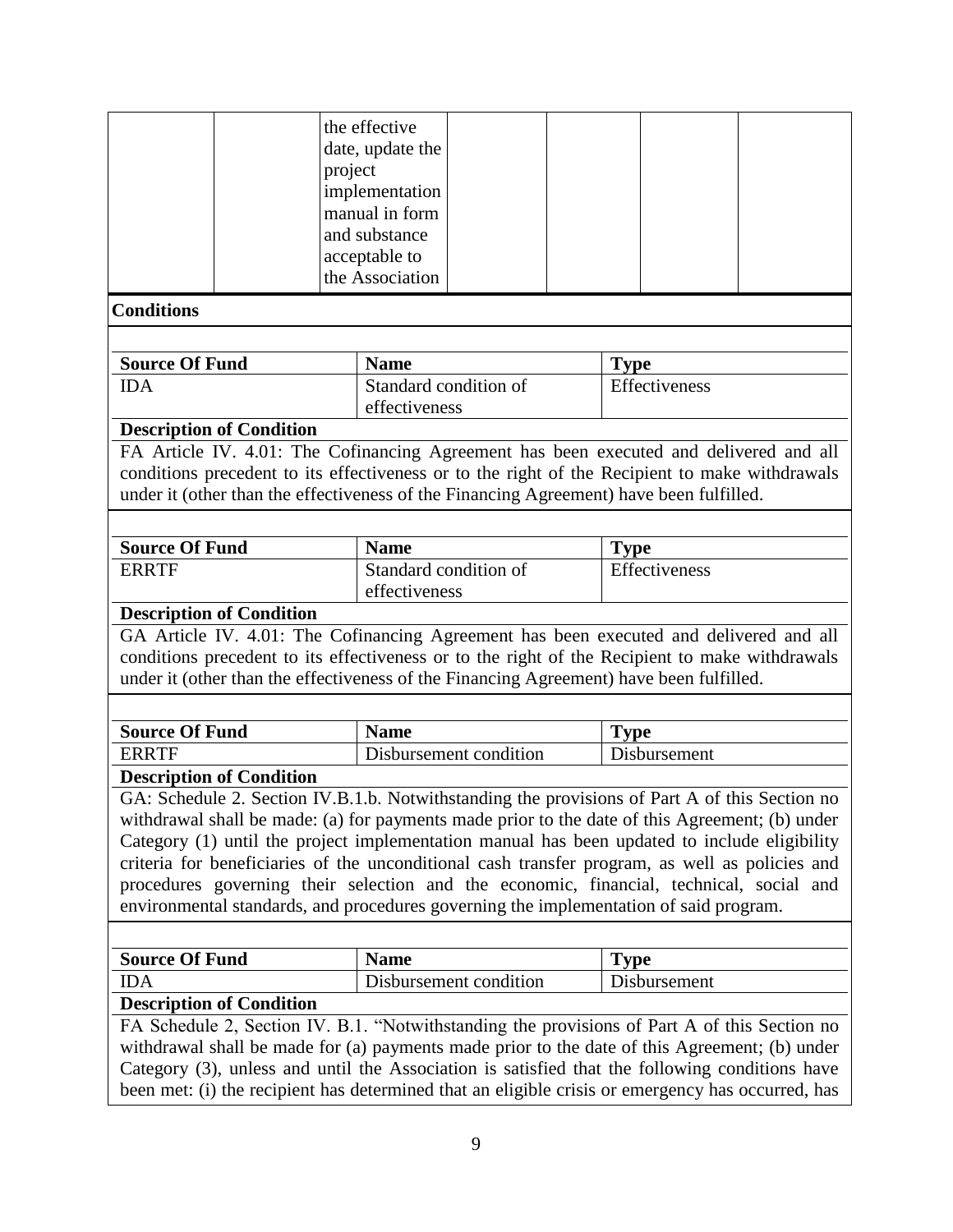| | | | | | | |
|---|---|---|---|---|---|---|
| | | the effective date, update the project implementation manual in form and substance acceptable to the Association | | | | |

**Conditions**

| Source Of Fund | Name | Type |
|---|---|---|
| IDA | Standard condition of effectiveness | Effectiveness |

**Description of Condition**

FA Article IV. 4.01: The Cofinancing Agreement has been executed and delivered and all conditions precedent to its effectiveness or to the right of the Recipient to make withdrawals under it (other than the effectiveness of the Financing Agreement) have been fulfilled.

| Source Of Fund | Name | Type |
|---|---|---|
| ERRTF | Standard condition of effectiveness | Effectiveness |

**Description of Condition**

GA Article IV. 4.01: The Cofinancing Agreement has been executed and delivered and all conditions precedent to its effectiveness or to the right of the Recipient to make withdrawals under it (other than the effectiveness of the Financing Agreement) have been fulfilled.

| Source Of Fund | Name | Type |
|---|---|---|
| ERRTF | Disbursement condition | Disbursement |

**Description of Condition**

GA: Schedule 2. Section IV.B.1.b. Notwithstanding the provisions of Part A of this Section no withdrawal shall be made: (a) for payments made prior to the date of this Agreement; (b) under Category (1) until the project implementation manual has been updated to include eligibility criteria for beneficiaries of the unconditional cash transfer program, as well as policies and procedures governing their selection and the economic, financial, technical, social and environmental standards, and procedures governing the implementation of said program.

| Source Of Fund | Name | Type |
|---|---|---|
| IDA | Disbursement condition | Disbursement |

**Description of Condition**

FA Schedule 2, Section IV. B.1. "Notwithstanding the provisions of Part A of this Section no withdrawal shall be made for (a) payments made prior to the date of this Agreement; (b) under Category (3), unless and until the Association is satisfied that the following conditions have been met: (i) the recipient has determined that an eligible crisis or emergency has occurred, has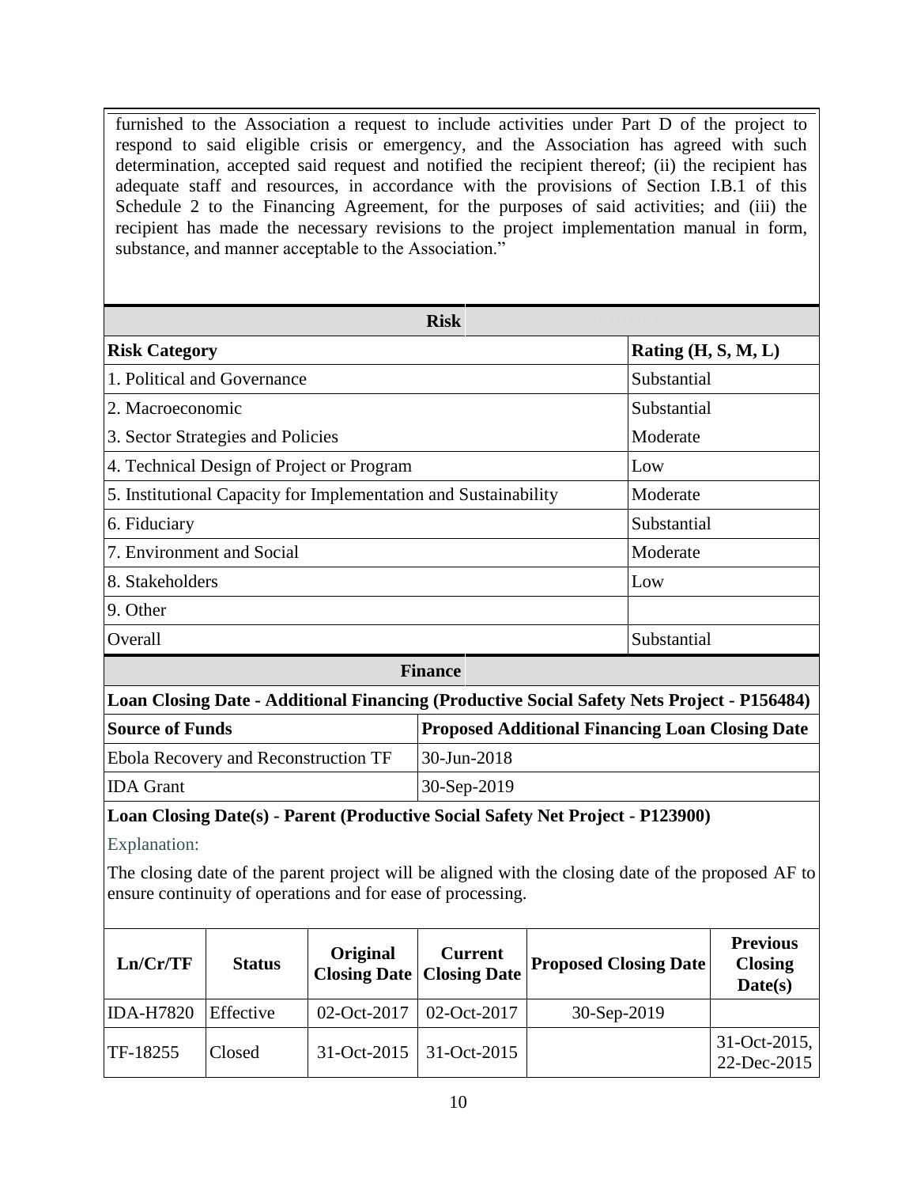furnished to the Association a request to include activities under Part D of the project to respond to said eligible crisis or emergency, and the Association has agreed with such determination, accepted said request and notified the recipient thereof; (ii) the recipient has adequate staff and resources, in accordance with the provisions of Section I.B.1 of this Schedule 2 to the Financing Agreement, for the purposes of said activities; and (iii) the recipient has made the necessary revisions to the project implementation manual in form, substance, and manner acceptable to the Association."

**Risk**

| Risk Category | Rating (H, S, M, L) |
|---|---|
| 1. Political and Governance | Substantial |
| 2. Macroeconomic | Substantial |
| 3. Sector Strategies and Policies | Moderate |
| 4. Technical Design of Project or Program | Low |
| 5. Institutional Capacity for Implementation and Sustainability | Moderate |
| 6. Fiduciary | Substantial |
| 7. Environment and Social | Moderate |
| 8. Stakeholders | Low |
| 9. Other | |
| Overall | Substantial |

**Finance**

**Loan Closing Date - Additional Financing (Productive Social Safety Nets Project - P156484)**

| Source of Funds | Proposed Additional Financing Loan Closing Date |
|---|---|
| Ebola Recovery and Reconstruction TF | 30-Jun-2018 |
| IDA Grant | 30-Sep-2019 |

**Loan Closing Date(s) - Parent (Productive Social Safety Net Project - P123900)**

Explanation:

The closing date of the parent project will be aligned with the closing date of the proposed AF to ensure continuity of operations and for ease of processing.

| Ln/Cr/TF | Status | Original Closing Date | Current Closing Date | Proposed Closing Date | Previous Closing Date(s) |
|---|---|---|---|---|---|
| IDA-H7820 | Effective | 02-Oct-2017 | 02-Oct-2017 | 30-Sep-2019 | |
| TF-18255 | Closed | 31-Oct-2015 | 31-Oct-2015 | | 31-Oct-2015, 22-Dec-2015 |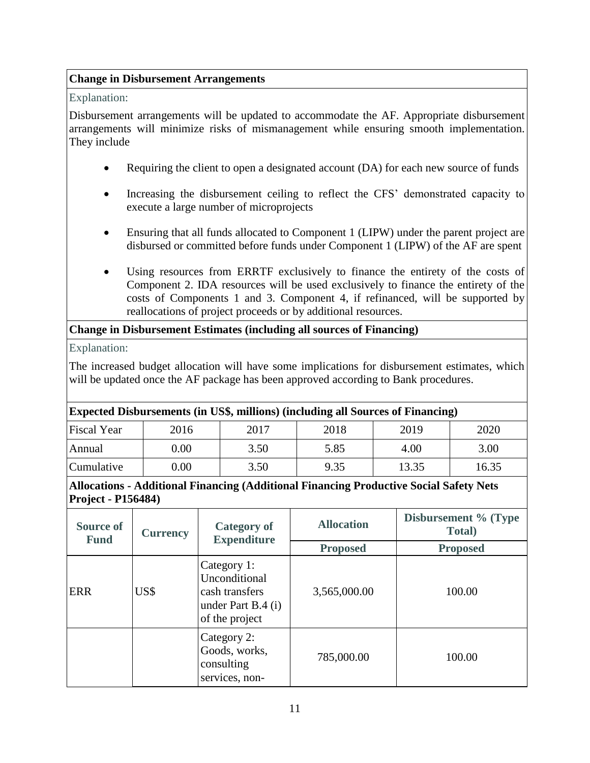**Change in Disbursement Arrangements**

Explanation:

Disbursement arrangements will be updated to accommodate the AF. Appropriate disbursement arrangements will minimize risks of mismanagement while ensuring smooth implementation. They include

- Requiring the client to open a designated account (DA) for each new source of funds
- Increasing the disbursement ceiling to reflect the CFS' demonstrated capacity to execute a large number of microprojects
- Ensuring that all funds allocated to Component 1 (LIPW) under the parent project are disbursed or committed before funds under Component 1 (LIPW) of the AF are spent
- Using resources from ERRTF exclusively to finance the entirety of the costs of Component 2. IDA resources will be used exclusively to finance the entirety of the costs of Components 1 and 3. Component 4, if refinanced, will be supported by reallocations of project proceeds or by additional resources.

**Change in Disbursement Estimates (including all sources of Financing)**

Explanation:

The increased budget allocation will have some implications for disbursement estimates, which will be updated once the AF package has been approved according to Bank procedures.

**Expected Disbursements (in US$, millions) (including all Sources of Financing)**

| Fiscal Year | 2016 | 2017 | 2018 | 2019 | 2020 |
|---|---|---|---|---|---|
| Annual | 0.00 | 3.50 | 5.85 | 4.00 | 3.00 |
| Cumulative | 0.00 | 3.50 | 9.35 | 13.35 | 16.35 |

**Allocations - Additional Financing (Additional Financing Productive Social Safety Nets Project - P156484)**

| Source of Fund | Currency | Category of Expenditure | Allocation | Disbursement % (Type Total) |
|---|---|---|---|---|
| | | | Proposed | Proposed |
| ERR | US$ | Category 1: Unconditional cash transfers under Part B.4 (i) of the project | 3,565,000.00 | 100.00 |
| | | Category 2: Goods, works, consulting services, non- | 785,000.00 | 100.00 |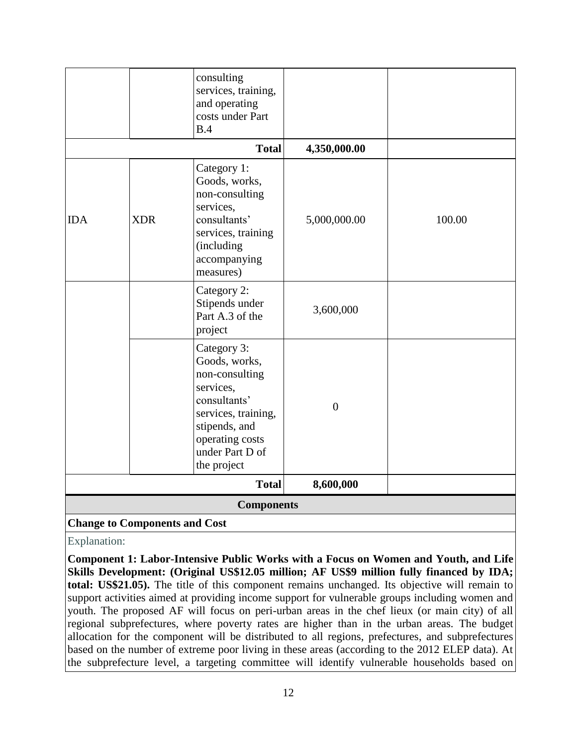| | | | | |
|---|---|---|---|---|
| | | consulting services, training, and operating costs under Part B.4 | | |
| | | **Total** | **4,350,000.00** | |
| IDA | XDR | Category 1: Goods, works, non-consulting services, consultants' services, training (including accompanying measures) | 5,000,000.00 | 100.00 |
| | | Category 2: Stipends under Part A.3 of the project | 3,600,000 | |
| | | Category 3: Goods, works, non-consulting services, consultants' services, training, stipends, and operating costs under Part D of the project | 0 | |
| | | **Total** | **8,600,000** | |

**Components**

**Change to Components and Cost**

Explanation:

**Component 1: Labor-Intensive Public Works with a Focus on Women and Youth, and Life Skills Development: (Original US$12.05 million; AF US$9 million fully financed by IDA; total: US$21.05).** The title of this component remains unchanged. Its objective will remain to support activities aimed at providing income support for vulnerable groups including women and youth. The proposed AF will focus on peri-urban areas in the chef lieux (or main city) of all regional subprefectures, where poverty rates are higher than in the urban areas. The budget allocation for the component will be distributed to all regions, prefectures, and subprefectures based on the number of extreme poor living in these areas (according to the 2012 ELEP data). At the subprefecture level, a targeting committee will identify vulnerable households based on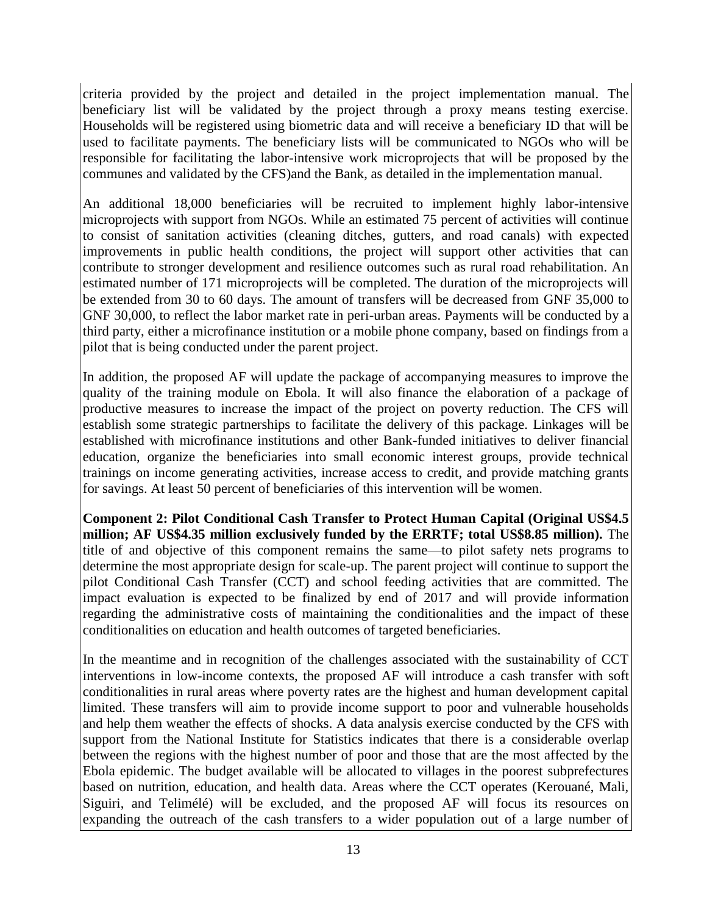criteria provided by the project and detailed in the project implementation manual. The beneficiary list will be validated by the project through a proxy means testing exercise. Households will be registered using biometric data and will receive a beneficiary ID that will be used to facilitate payments. The beneficiary lists will be communicated to NGOs who will be responsible for facilitating the labor-intensive work microprojects that will be proposed by the communes and validated by the CFS)and the Bank, as detailed in the implementation manual.

An additional 18,000 beneficiaries will be recruited to implement highly labor-intensive microprojects with support from NGOs. While an estimated 75 percent of activities will continue to consist of sanitation activities (cleaning ditches, gutters, and road canals) with expected improvements in public health conditions, the project will support other activities that can contribute to stronger development and resilience outcomes such as rural road rehabilitation. An estimated number of 171 microprojects will be completed. The duration of the microprojects will be extended from 30 to 60 days. The amount of transfers will be decreased from GNF 35,000 to GNF 30,000, to reflect the labor market rate in peri-urban areas. Payments will be conducted by a third party, either a microfinance institution or a mobile phone company, based on findings from a pilot that is being conducted under the parent project.

In addition, the proposed AF will update the package of accompanying measures to improve the quality of the training module on Ebola. It will also finance the elaboration of a package of productive measures to increase the impact of the project on poverty reduction. The CFS will establish some strategic partnerships to facilitate the delivery of this package. Linkages will be established with microfinance institutions and other Bank-funded initiatives to deliver financial education, organize the beneficiaries into small economic interest groups, provide technical trainings on income generating activities, increase access to credit, and provide matching grants for savings. At least 50 percent of beneficiaries of this intervention will be women.

**Component 2: Pilot Conditional Cash Transfer to Protect Human Capital (Original US$4.5 million; AF US$4.35 million exclusively funded by the ERRTF; total US$8.85 million).** The title of and objective of this component remains the same—to pilot safety nets programs to determine the most appropriate design for scale-up. The parent project will continue to support the pilot Conditional Cash Transfer (CCT) and school feeding activities that are committed. The impact evaluation is expected to be finalized by end of 2017 and will provide information regarding the administrative costs of maintaining the conditionalities and the impact of these conditionalities on education and health outcomes of targeted beneficiaries.

In the meantime and in recognition of the challenges associated with the sustainability of CCT interventions in low-income contexts, the proposed AF will introduce a cash transfer with soft conditionalities in rural areas where poverty rates are the highest and human development capital limited. These transfers will aim to provide income support to poor and vulnerable households and help them weather the effects of shocks. A data analysis exercise conducted by the CFS with support from the National Institute for Statistics indicates that there is a considerable overlap between the regions with the highest number of poor and those that are the most affected by the Ebola epidemic. The budget available will be allocated to villages in the poorest subprefectures based on nutrition, education, and health data. Areas where the CCT operates (Kerouané, Mali, Siguiri, and Telimélé) will be excluded, and the proposed AF will focus its resources on expanding the outreach of the cash transfers to a wider population out of a large number of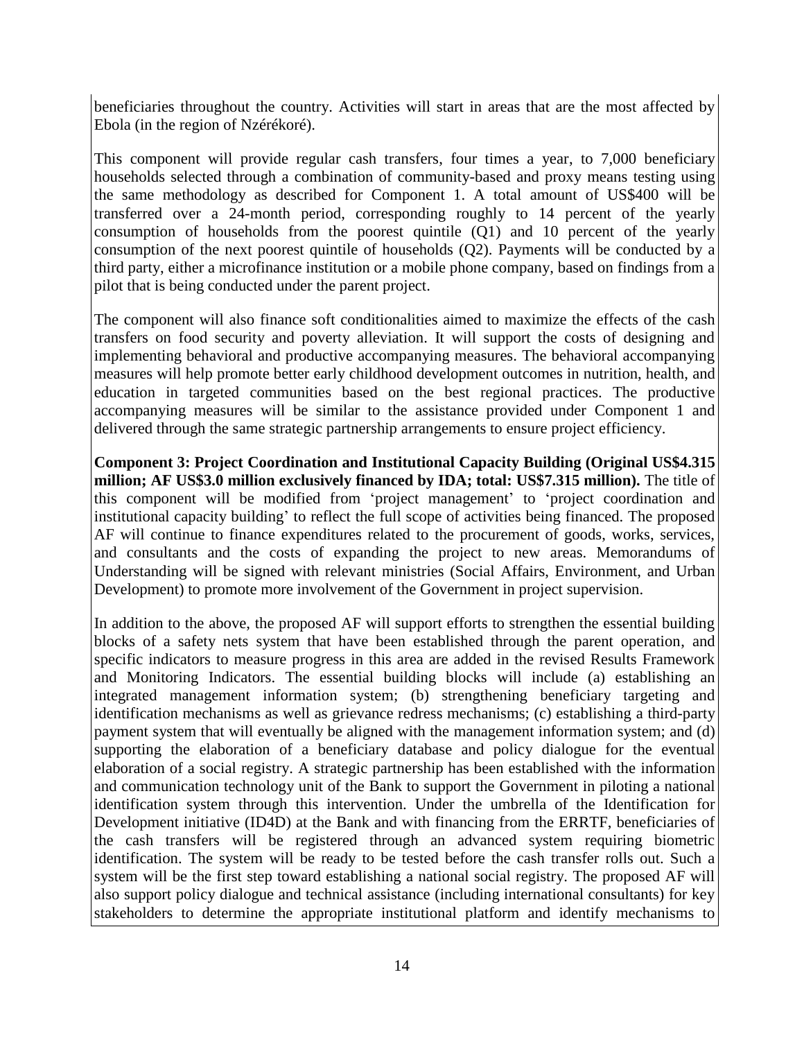beneficiaries throughout the country. Activities will start in areas that are the most affected by Ebola (in the region of Nzérékoré).

This component will provide regular cash transfers, four times a year, to 7,000 beneficiary households selected through a combination of community-based and proxy means testing using the same methodology as described for Component 1. A total amount of US$400 will be transferred over a 24-month period, corresponding roughly to 14 percent of the yearly consumption of households from the poorest quintile (Q1) and 10 percent of the yearly consumption of the next poorest quintile of households (Q2). Payments will be conducted by a third party, either a microfinance institution or a mobile phone company, based on findings from a pilot that is being conducted under the parent project.

The component will also finance soft conditionalities aimed to maximize the effects of the cash transfers on food security and poverty alleviation. It will support the costs of designing and implementing behavioral and productive accompanying measures. The behavioral accompanying measures will help promote better early childhood development outcomes in nutrition, health, and education in targeted communities based on the best regional practices. The productive accompanying measures will be similar to the assistance provided under Component 1 and delivered through the same strategic partnership arrangements to ensure project efficiency.

**Component 3: Project Coordination and Institutional Capacity Building (Original US$4.315 million; AF US$3.0 million exclusively financed by IDA; total: US$7.315 million).** The title of this component will be modified from 'project management' to 'project coordination and institutional capacity building' to reflect the full scope of activities being financed. The proposed AF will continue to finance expenditures related to the procurement of goods, works, services, and consultants and the costs of expanding the project to new areas. Memorandums of Understanding will be signed with relevant ministries (Social Affairs, Environment, and Urban Development) to promote more involvement of the Government in project supervision.

In addition to the above, the proposed AF will support efforts to strengthen the essential building blocks of a safety nets system that have been established through the parent operation, and specific indicators to measure progress in this area are added in the revised Results Framework and Monitoring Indicators. The essential building blocks will include (a) establishing an integrated management information system; (b) strengthening beneficiary targeting and identification mechanisms as well as grievance redress mechanisms; (c) establishing a third-party payment system that will eventually be aligned with the management information system; and (d) supporting the elaboration of a beneficiary database and policy dialogue for the eventual elaboration of a social registry. A strategic partnership has been established with the information and communication technology unit of the Bank to support the Government in piloting a national identification system through this intervention. Under the umbrella of the Identification for Development initiative (ID4D) at the Bank and with financing from the ERRTF, beneficiaries of the cash transfers will be registered through an advanced system requiring biometric identification. The system will be ready to be tested before the cash transfer rolls out. Such a system will be the first step toward establishing a national social registry. The proposed AF will also support policy dialogue and technical assistance (including international consultants) for key stakeholders to determine the appropriate institutional platform and identify mechanisms to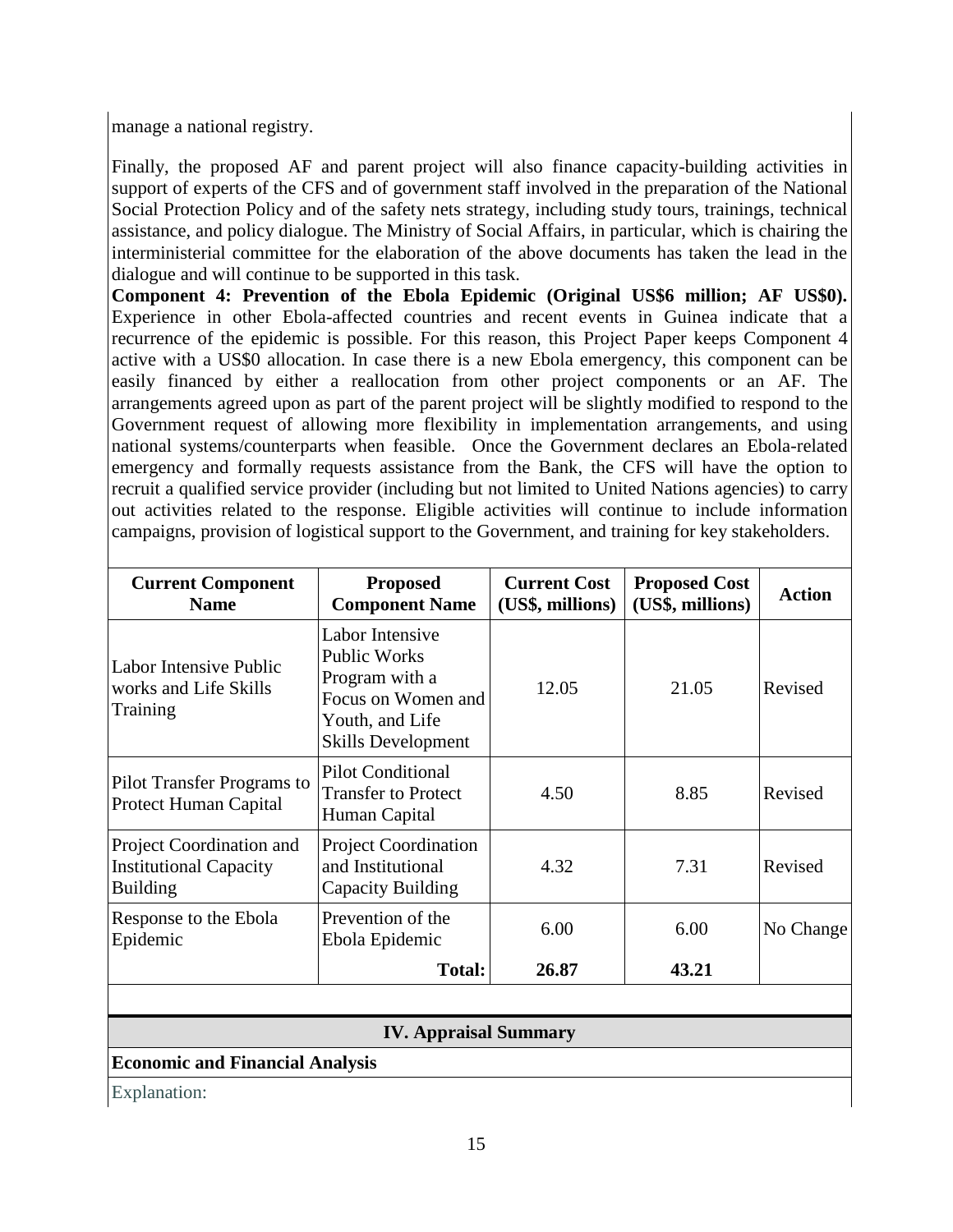manage a national registry.

Finally, the proposed AF and parent project will also finance capacity-building activities in support of experts of the CFS and of government staff involved in the preparation of the National Social Protection Policy and of the safety nets strategy, including study tours, trainings, technical assistance, and policy dialogue. The Ministry of Social Affairs, in particular, which is chairing the interministerial committee for the elaboration of the above documents has taken the lead in the dialogue and will continue to be supported in this task.

**Component 4: Prevention of the Ebola Epidemic (Original US$6 million; AF US$0).** Experience in other Ebola-affected countries and recent events in Guinea indicate that a recurrence of the epidemic is possible. For this reason, this Project Paper keeps Component 4 active with a US$0 allocation. In case there is a new Ebola emergency, this component can be easily financed by either a reallocation from other project components or an AF. The arrangements agreed upon as part of the parent project will be slightly modified to respond to the Government request of allowing more flexibility in implementation arrangements, and using national systems/counterparts when feasible. Once the Government declares an Ebola-related emergency and formally requests assistance from the Bank, the CFS will have the option to recruit a qualified service provider (including but not limited to United Nations agencies) to carry out activities related to the response. Eligible activities will continue to include information campaigns, provision of logistical support to the Government, and training for key stakeholders.

| Current Component Name | Proposed Component Name | Current Cost (US$, millions) | Proposed Cost (US$, millions) | Action |
|---|---|---|---|---|
| Labor Intensive Public works and Life Skills Training | Labor Intensive Public Works Program with a Focus on Women and Youth, and Life Skills Development | 12.05 | 21.05 | Revised |
| Pilot Transfer Programs to Protect Human Capital | Pilot Conditional Transfer to Protect Human Capital | 4.50 | 8.85 | Revised |
| Project Coordination and Institutional Capacity Building | Project Coordination and Institutional Capacity Building | 4.32 | 7.31 | Revised |
| Response to the Ebola Epidemic | Prevention of the Ebola Epidemic | 6.00 | 6.00 | No Change |
| | **Total:** | **26.87** | **43.21** | |

## IV. Appraisal Summary

**Economic and Financial Analysis**

Explanation: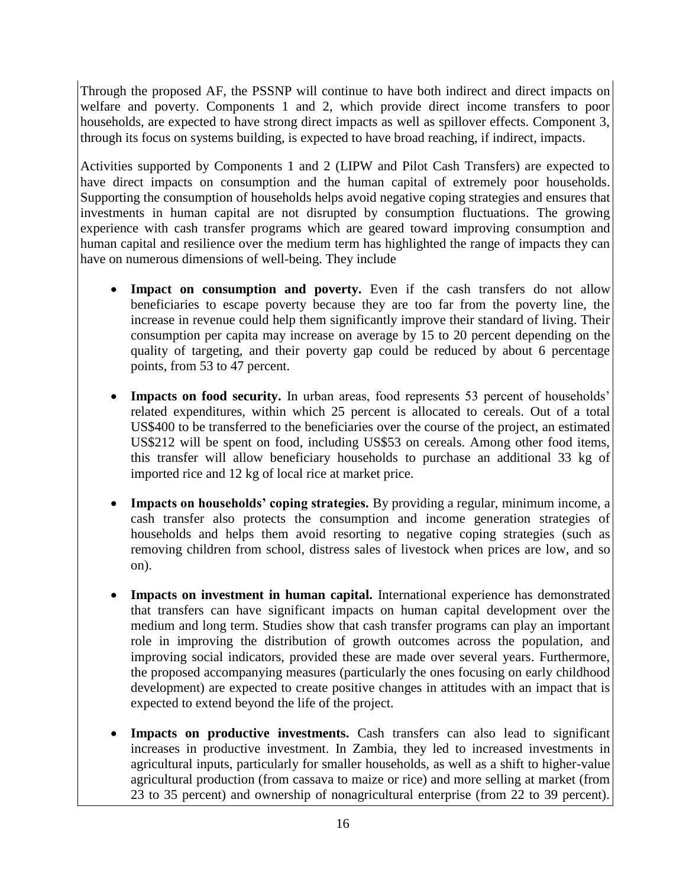Through the proposed AF, the PSSNP will continue to have both indirect and direct impacts on welfare and poverty. Components 1 and 2, which provide direct income transfers to poor households, are expected to have strong direct impacts as well as spillover effects. Component 3, through its focus on systems building, is expected to have broad reaching, if indirect, impacts.

Activities supported by Components 1 and 2 (LIPW and Pilot Cash Transfers) are expected to have direct impacts on consumption and the human capital of extremely poor households. Supporting the consumption of households helps avoid negative coping strategies and ensures that investments in human capital are not disrupted by consumption fluctuations. The growing experience with cash transfer programs which are geared toward improving consumption and human capital and resilience over the medium term has highlighted the range of impacts they can have on numerous dimensions of well-being. They include

- **Impact on consumption and poverty.** Even if the cash transfers do not allow beneficiaries to escape poverty because they are too far from the poverty line, the increase in revenue could help them significantly improve their standard of living. Their consumption per capita may increase on average by 15 to 20 percent depending on the quality of targeting, and their poverty gap could be reduced by about 6 percentage points, from 53 to 47 percent.

- **Impacts on food security.** In urban areas, food represents 53 percent of households' related expenditures, within which 25 percent is allocated to cereals. Out of a total US$400 to be transferred to the beneficiaries over the course of the project, an estimated US$212 will be spent on food, including US$53 on cereals. Among other food items, this transfer will allow beneficiary households to purchase an additional 33 kg of imported rice and 12 kg of local rice at market price.

- **Impacts on households' coping strategies.** By providing a regular, minimum income, a cash transfer also protects the consumption and income generation strategies of households and helps them avoid resorting to negative coping strategies (such as removing children from school, distress sales of livestock when prices are low, and so on).

- **Impacts on investment in human capital.** International experience has demonstrated that transfers can have significant impacts on human capital development over the medium and long term. Studies show that cash transfer programs can play an important role in improving the distribution of growth outcomes across the population, and improving social indicators, provided these are made over several years. Furthermore, the proposed accompanying measures (particularly the ones focusing on early childhood development) are expected to create positive changes in attitudes with an impact that is expected to extend beyond the life of the project.

- **Impacts on productive investments.** Cash transfers can also lead to significant increases in productive investment. In Zambia, they led to increased investments in agricultural inputs, particularly for smaller households, as well as a shift to higher-value agricultural production (from cassava to maize or rice) and more selling at market (from 23 to 35 percent) and ownership of nonagricultural enterprise (from 22 to 39 percent).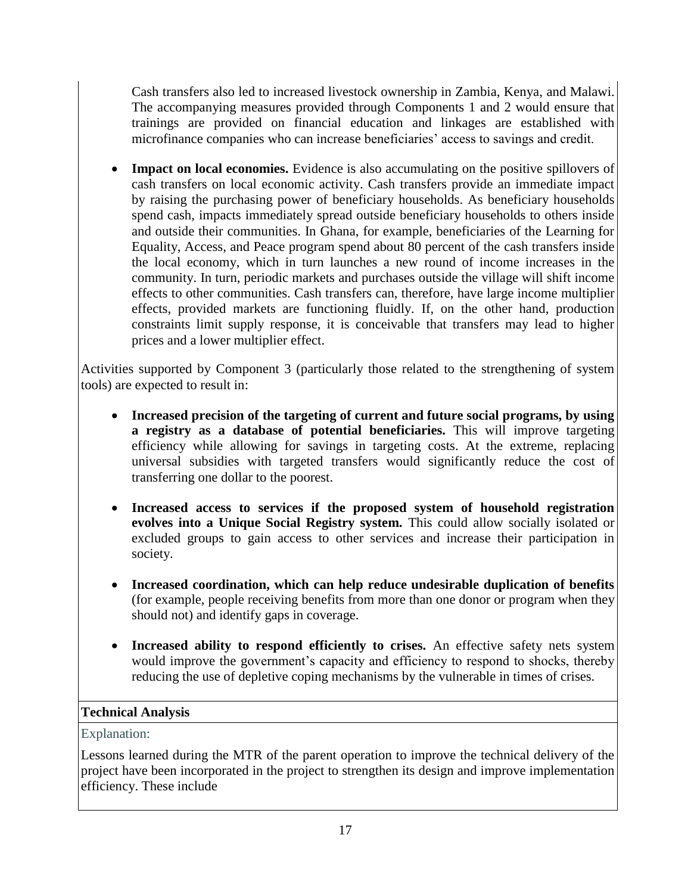Cash transfers also led to increased livestock ownership in Zambia, Kenya, and Malawi. The accompanying measures provided through Components 1 and 2 would ensure that trainings are provided on financial education and linkages are established with microfinance companies who can increase beneficiaries' access to savings and credit.

- **Impact on local economies.** Evidence is also accumulating on the positive spillovers of cash transfers on local economic activity. Cash transfers provide an immediate impact by raising the purchasing power of beneficiary households. As beneficiary households spend cash, impacts immediately spread outside beneficiary households to others inside and outside their communities. In Ghana, for example, beneficiaries of the Learning for Equality, Access, and Peace program spend about 80 percent of the cash transfers inside the local economy, which in turn launches a new round of income increases in the community. In turn, periodic markets and purchases outside the village will shift income effects to other communities. Cash transfers can, therefore, have large income multiplier effects, provided markets are functioning fluidly. If, on the other hand, production constraints limit supply response, it is conceivable that transfers may lead to higher prices and a lower multiplier effect.

Activities supported by Component 3 (particularly those related to the strengthening of system tools) are expected to result in:

- **Increased precision of the targeting of current and future social programs, by using a registry as a database of potential beneficiaries.** This will improve targeting efficiency while allowing for savings in targeting costs. At the extreme, replacing universal subsidies with targeted transfers would significantly reduce the cost of transferring one dollar to the poorest.

- **Increased access to services if the proposed system of household registration evolves into a Unique Social Registry system.** This could allow socially isolated or excluded groups to gain access to other services and increase their participation in society.

- **Increased coordination, which can help reduce undesirable duplication of benefits** (for example, people receiving benefits from more than one donor or program when they should not) and identify gaps in coverage.

- **Increased ability to respond efficiently to crises.** An effective safety nets system would improve the government's capacity and efficiency to respond to shocks, thereby reducing the use of depletive coping mechanisms by the vulnerable in times of crises.

**Technical Analysis**

Explanation:

Lessons learned during the MTR of the parent operation to improve the technical delivery of the project have been incorporated in the project to strengthen its design and improve implementation efficiency. These include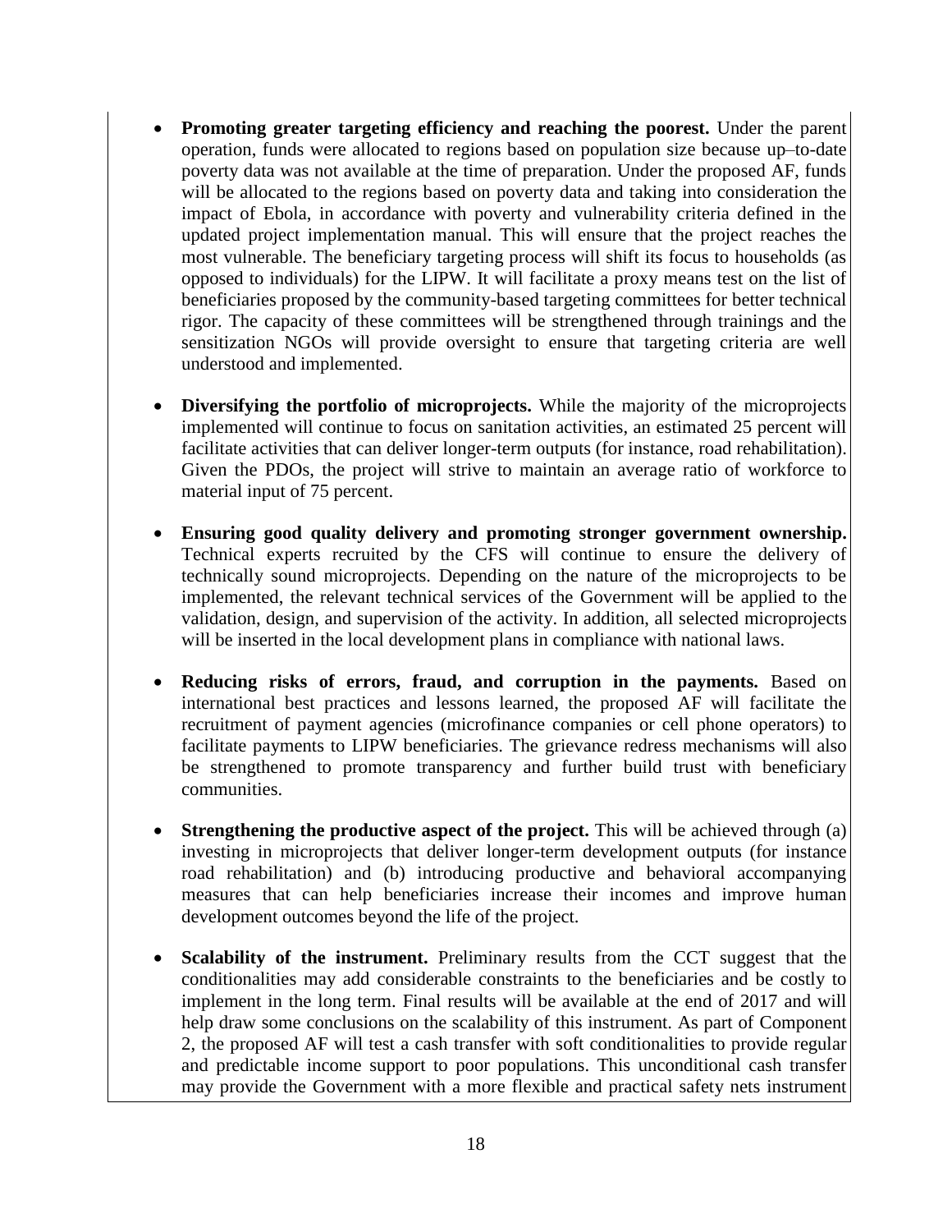- **Promoting greater targeting efficiency and reaching the poorest.** Under the parent operation, funds were allocated to regions based on population size because up–to-date poverty data was not available at the time of preparation. Under the proposed AF, funds will be allocated to the regions based on poverty data and taking into consideration the impact of Ebola, in accordance with poverty and vulnerability criteria defined in the updated project implementation manual. This will ensure that the project reaches the most vulnerable. The beneficiary targeting process will shift its focus to households (as opposed to individuals) for the LIPW. It will facilitate a proxy means test on the list of beneficiaries proposed by the community-based targeting committees for better technical rigor. The capacity of these committees will be strengthened through trainings and the sensitization NGOs will provide oversight to ensure that targeting criteria are well understood and implemented.

- **Diversifying the portfolio of microprojects.** While the majority of the microprojects implemented will continue to focus on sanitation activities, an estimated 25 percent will facilitate activities that can deliver longer-term outputs (for instance, road rehabilitation). Given the PDOs, the project will strive to maintain an average ratio of workforce to material input of 75 percent.

- **Ensuring good quality delivery and promoting stronger government ownership.** Technical experts recruited by the CFS will continue to ensure the delivery of technically sound microprojects. Depending on the nature of the microprojects to be implemented, the relevant technical services of the Government will be applied to the validation, design, and supervision of the activity. In addition, all selected microprojects will be inserted in the local development plans in compliance with national laws.

- **Reducing risks of errors, fraud, and corruption in the payments.** Based on international best practices and lessons learned, the proposed AF will facilitate the recruitment of payment agencies (microfinance companies or cell phone operators) to facilitate payments to LIPW beneficiaries. The grievance redress mechanisms will also be strengthened to promote transparency and further build trust with beneficiary communities.

- **Strengthening the productive aspect of the project.** This will be achieved through (a) investing in microprojects that deliver longer-term development outputs (for instance road rehabilitation) and (b) introducing productive and behavioral accompanying measures that can help beneficiaries increase their incomes and improve human development outcomes beyond the life of the project.

- **Scalability of the instrument.** Preliminary results from the CCT suggest that the conditionalities may add considerable constraints to the beneficiaries and be costly to implement in the long term. Final results will be available at the end of 2017 and will help draw some conclusions on the scalability of this instrument. As part of Component 2, the proposed AF will test a cash transfer with soft conditionalities to provide regular and predictable income support to poor populations. This unconditional cash transfer may provide the Government with a more flexible and practical safety nets instrument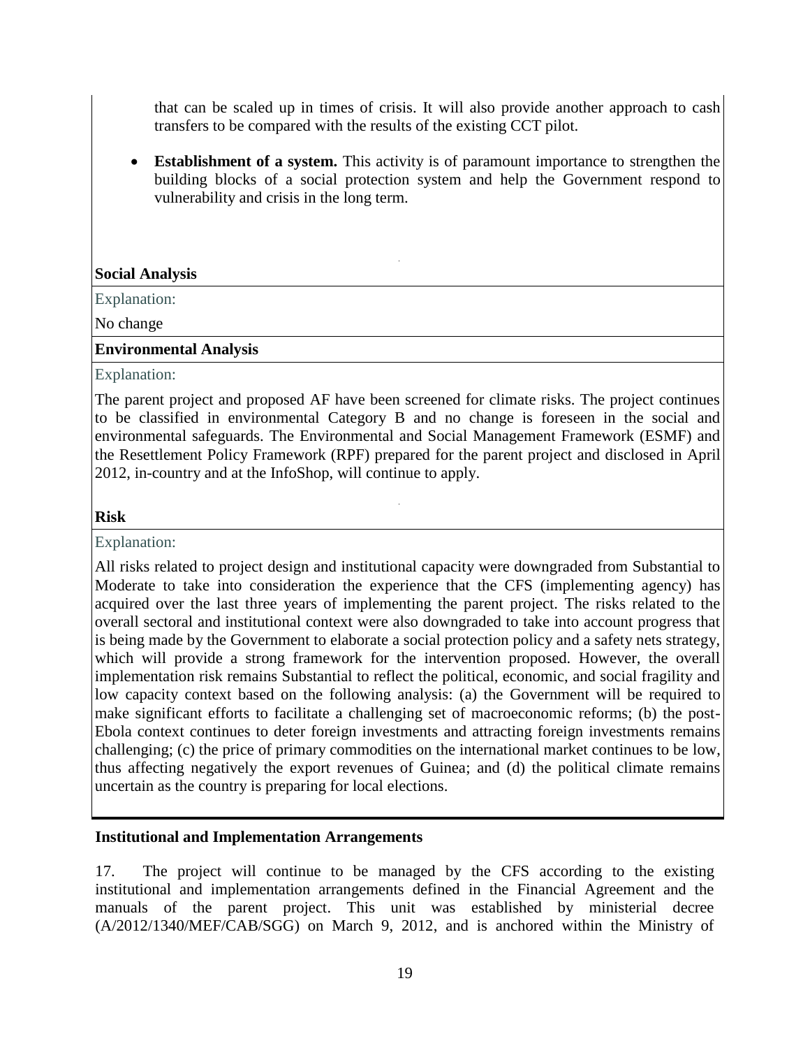that can be scaled up in times of crisis. It will also provide another approach to cash transfers to be compared with the results of the existing CCT pilot.

- **Establishment of a system.** This activity is of paramount importance to strengthen the building blocks of a social protection system and help the Government respond to vulnerability and crisis in the long term.

**Social Analysis**

Explanation:

No change

**Environmental Analysis**

Explanation:

The parent project and proposed AF have been screened for climate risks. The project continues to be classified in environmental Category B and no change is foreseen in the social and environmental safeguards. The Environmental and Social Management Framework (ESMF) and the Resettlement Policy Framework (RPF) prepared for the parent project and disclosed in April 2012, in-country and at the InfoShop, will continue to apply.

**Risk**

Explanation:

All risks related to project design and institutional capacity were downgraded from Substantial to Moderate to take into consideration the experience that the CFS (implementing agency) has acquired over the last three years of implementing the parent project. The risks related to the overall sectoral and institutional context were also downgraded to take into account progress that is being made by the Government to elaborate a social protection policy and a safety nets strategy, which will provide a strong framework for the intervention proposed. However, the overall implementation risk remains Substantial to reflect the political, economic, and social fragility and low capacity context based on the following analysis: (a) the Government will be required to make significant efforts to facilitate a challenging set of macroeconomic reforms; (b) the post-Ebola context continues to deter foreign investments and attracting foreign investments remains challenging; (c) the price of primary commodities on the international market continues to be low, thus affecting negatively the export revenues of Guinea; and (d) the political climate remains uncertain as the country is preparing for local elections.

**Institutional and Implementation Arrangements**

17. The project will continue to be managed by the CFS according to the existing institutional and implementation arrangements defined in the Financial Agreement and the manuals of the parent project. This unit was established by ministerial decree (A/2012/1340/MEF/CAB/SGG) on March 9, 2012, and is anchored within the Ministry of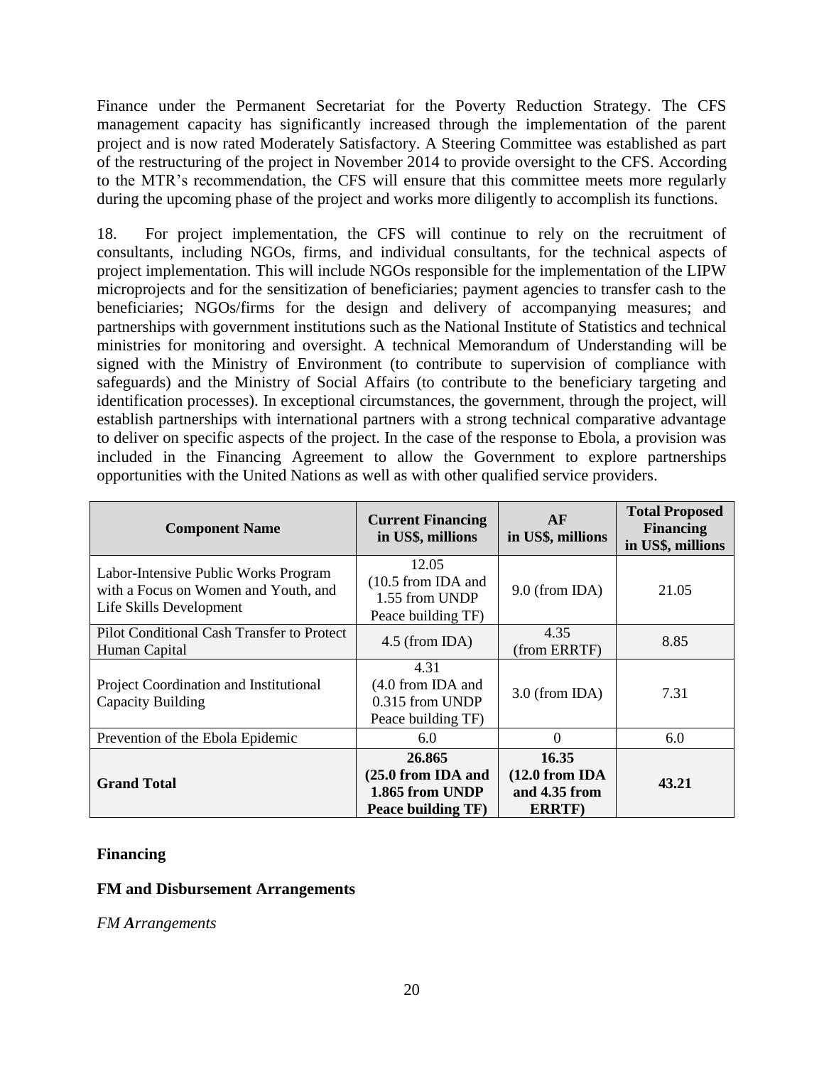Finance under the Permanent Secretariat for the Poverty Reduction Strategy. The CFS management capacity has significantly increased through the implementation of the parent project and is now rated Moderately Satisfactory. A Steering Committee was established as part of the restructuring of the project in November 2014 to provide oversight to the CFS. According to the MTR's recommendation, the CFS will ensure that this committee meets more regularly during the upcoming phase of the project and works more diligently to accomplish its functions.

18. For project implementation, the CFS will continue to rely on the recruitment of consultants, including NGOs, firms, and individual consultants, for the technical aspects of project implementation. This will include NGOs responsible for the implementation of the LIPW microprojects and for the sensitization of beneficiaries; payment agencies to transfer cash to the beneficiaries; NGOs/firms for the design and delivery of accompanying measures; and partnerships with government institutions such as the National Institute of Statistics and technical ministries for monitoring and oversight. A technical Memorandum of Understanding will be signed with the Ministry of Environment (to contribute to supervision of compliance with safeguards) and the Ministry of Social Affairs (to contribute to the beneficiary targeting and identification processes). In exceptional circumstances, the government, through the project, will establish partnerships with international partners with a strong technical comparative advantage to deliver on specific aspects of the project. In the case of the response to Ebola, a provision was included in the Financing Agreement to allow the Government to explore partnerships opportunities with the United Nations as well as with other qualified service providers.

| Component Name | Current Financing in US$, millions | AF in US$, millions | Total Proposed Financing in US$, millions |
|---|---|---|---|
| Labor-Intensive Public Works Program with a Focus on Women and Youth, and Life Skills Development | 12.05 (10.5 from IDA and 1.55 from UNDP Peace building TF) | 9.0 (from IDA) | 21.05 |
| Pilot Conditional Cash Transfer to Protect Human Capital | 4.5 (from IDA) | 4.35 (from ERRTF) | 8.85 |
| Project Coordination and Institutional Capacity Building | 4.31 (4.0 from IDA and 0.315 from UNDP Peace building TF) | 3.0 (from IDA) | 7.31 |
| Prevention of the Ebola Epidemic | 6.0 | 0 | 6.0 |
| **Grand Total** | **26.865 (25.0 from IDA and 1.865 from UNDP Peace building TF)** | **16.35 (12.0 from IDA and 4.35 from ERRTF)** | **43.21** |

**Financing**

**FM and Disbursement Arrangements**

*FM Arrangements*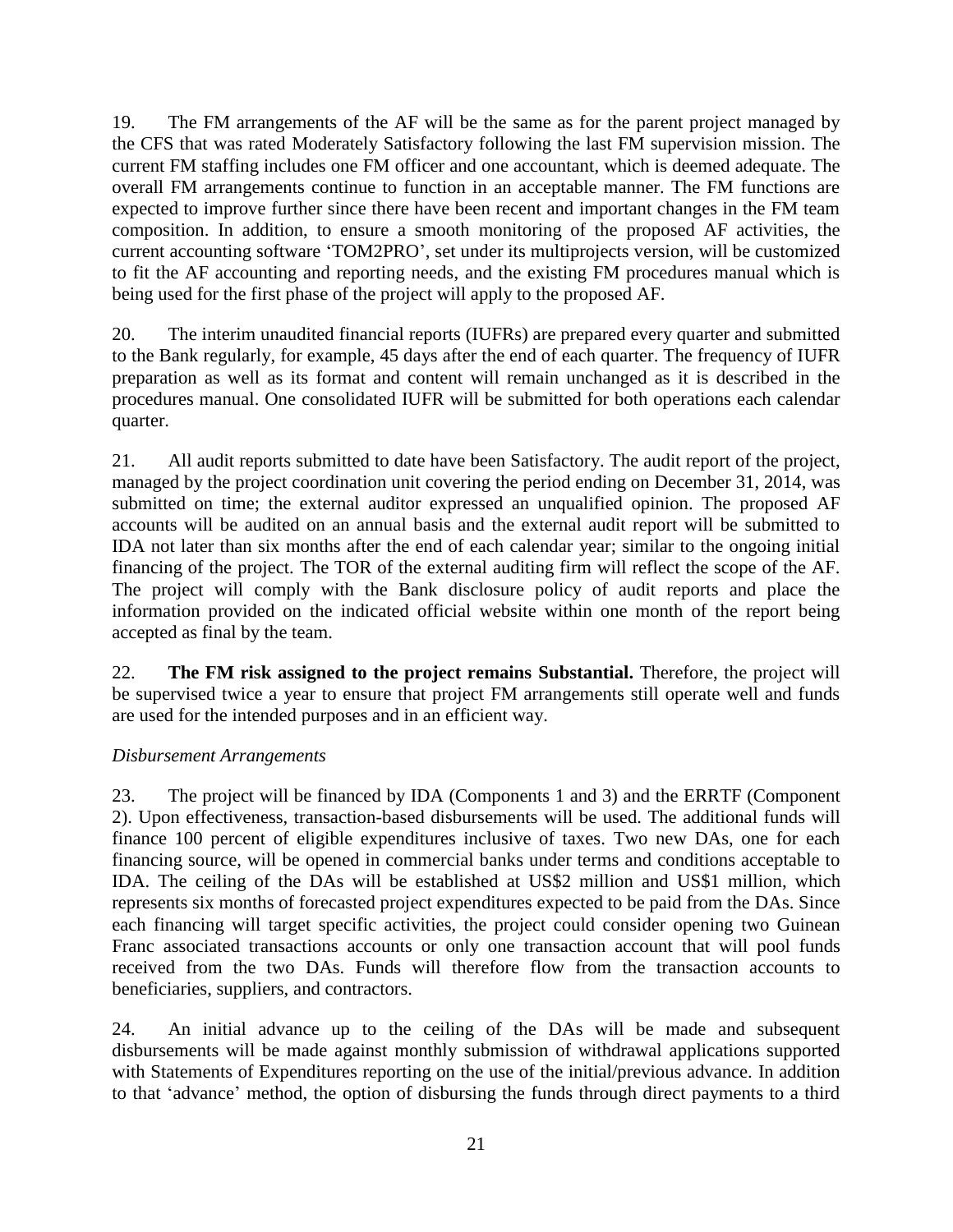19. The FM arrangements of the AF will be the same as for the parent project managed by the CFS that was rated Moderately Satisfactory following the last FM supervision mission. The current FM staffing includes one FM officer and one accountant, which is deemed adequate. The overall FM arrangements continue to function in an acceptable manner. The FM functions are expected to improve further since there have been recent and important changes in the FM team composition. In addition, to ensure a smooth monitoring of the proposed AF activities, the current accounting software 'TOM2PRO', set under its multiprojects version, will be customized to fit the AF accounting and reporting needs, and the existing FM procedures manual which is being used for the first phase of the project will apply to the proposed AF.

20. The interim unaudited financial reports (IUFRs) are prepared every quarter and submitted to the Bank regularly, for example, 45 days after the end of each quarter. The frequency of IUFR preparation as well as its format and content will remain unchanged as it is described in the procedures manual. One consolidated IUFR will be submitted for both operations each calendar quarter.

21. All audit reports submitted to date have been Satisfactory. The audit report of the project, managed by the project coordination unit covering the period ending on December 31, 2014, was submitted on time; the external auditor expressed an unqualified opinion. The proposed AF accounts will be audited on an annual basis and the external audit report will be submitted to IDA not later than six months after the end of each calendar year; similar to the ongoing initial financing of the project. The TOR of the external auditing firm will reflect the scope of the AF. The project will comply with the Bank disclosure policy of audit reports and place the information provided on the indicated official website within one month of the report being accepted as final by the team.

22. **The FM risk assigned to the project remains Substantial.** Therefore, the project will be supervised twice a year to ensure that project FM arrangements still operate well and funds are used for the intended purposes and in an efficient way.

*Disbursement Arrangements*

23. The project will be financed by IDA (Components 1 and 3) and the ERRTF (Component 2). Upon effectiveness, transaction-based disbursements will be used. The additional funds will finance 100 percent of eligible expenditures inclusive of taxes. Two new DAs, one for each financing source, will be opened in commercial banks under terms and conditions acceptable to IDA. The ceiling of the DAs will be established at US$2 million and US$1 million, which represents six months of forecasted project expenditures expected to be paid from the DAs. Since each financing will target specific activities, the project could consider opening two Guinean Franc associated transactions accounts or only one transaction account that will pool funds received from the two DAs. Funds will therefore flow from the transaction accounts to beneficiaries, suppliers, and contractors.

24. An initial advance up to the ceiling of the DAs will be made and subsequent disbursements will be made against monthly submission of withdrawal applications supported with Statements of Expenditures reporting on the use of the initial/previous advance. In addition to that 'advance' method, the option of disbursing the funds through direct payments to a third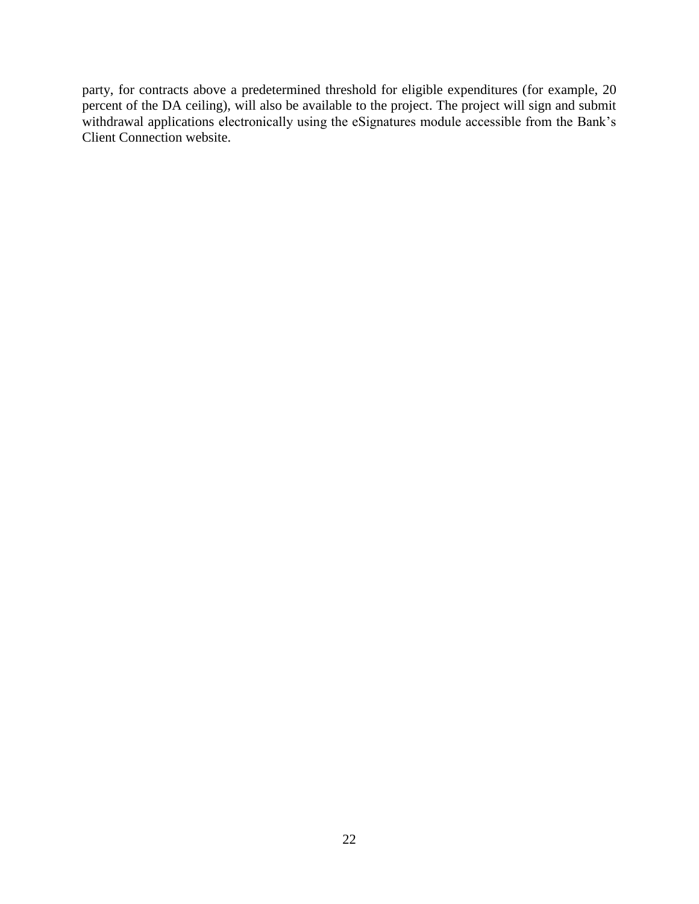party, for contracts above a predetermined threshold for eligible expenditures (for example, 20 percent of the DA ceiling), will also be available to the project. The project will sign and submit withdrawal applications electronically using the eSignatures module accessible from the Bank's Client Connection website.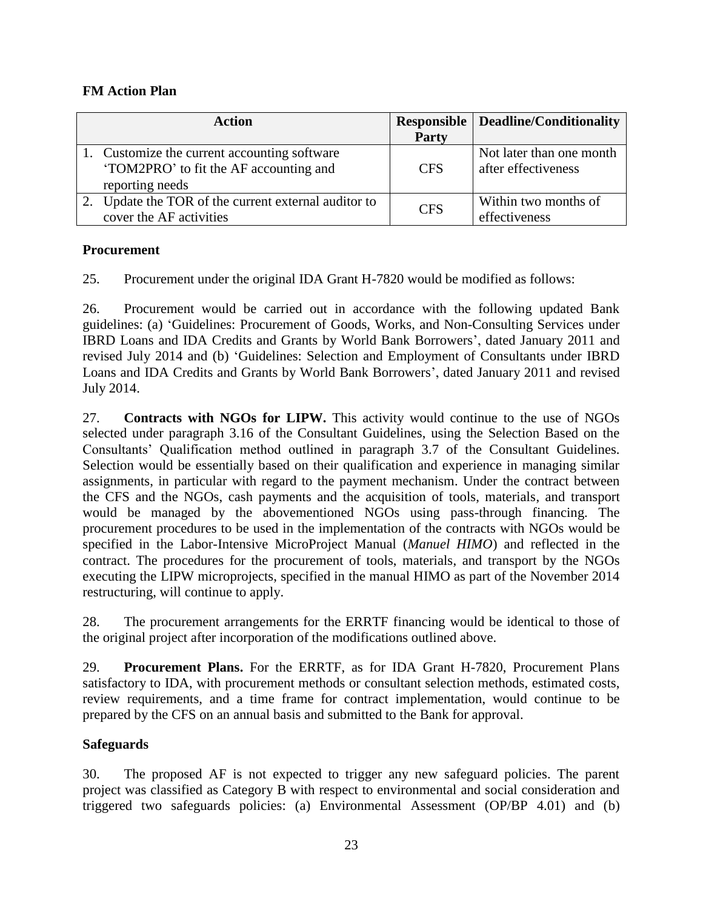**FM Action Plan**

| Action | Responsible Party | Deadline/Conditionality |
|---|---|---|
| 1. Customize the current accounting software 'TOM2PRO' to fit the AF accounting and reporting needs | CFS | Not later than one month after effectiveness |
| 2. Update the TOR of the current external auditor to cover the AF activities | CFS | Within two months of effectiveness |

**Procurement**

25. Procurement under the original IDA Grant H-7820 would be modified as follows:

26. Procurement would be carried out in accordance with the following updated Bank guidelines: (a) 'Guidelines: Procurement of Goods, Works, and Non-Consulting Services under IBRD Loans and IDA Credits and Grants by World Bank Borrowers', dated January 2011 and revised July 2014 and (b) 'Guidelines: Selection and Employment of Consultants under IBRD Loans and IDA Credits and Grants by World Bank Borrowers', dated January 2011 and revised July 2014.

27. **Contracts with NGOs for LIPW.** This activity would continue to the use of NGOs selected under paragraph 3.16 of the Consultant Guidelines, using the Selection Based on the Consultants' Qualification method outlined in paragraph 3.7 of the Consultant Guidelines. Selection would be essentially based on their qualification and experience in managing similar assignments, in particular with regard to the payment mechanism. Under the contract between the CFS and the NGOs, cash payments and the acquisition of tools, materials, and transport would be managed by the abovementioned NGOs using pass-through financing. The procurement procedures to be used in the implementation of the contracts with NGOs would be specified in the Labor-Intensive MicroProject Manual (*Manuel HIMO*) and reflected in the contract. The procedures for the procurement of tools, materials, and transport by the NGOs executing the LIPW microprojects, specified in the manual HIMO as part of the November 2014 restructuring, will continue to apply.

28. The procurement arrangements for the ERRTF financing would be identical to those of the original project after incorporation of the modifications outlined above.

29. **Procurement Plans.** For the ERRTF, as for IDA Grant H-7820, Procurement Plans satisfactory to IDA, with procurement methods or consultant selection methods, estimated costs, review requirements, and a time frame for contract implementation, would continue to be prepared by the CFS on an annual basis and submitted to the Bank for approval.

**Safeguards**

30. The proposed AF is not expected to trigger any new safeguard policies. The parent project was classified as Category B with respect to environmental and social consideration and triggered two safeguards policies: (a) Environmental Assessment (OP/BP 4.01) and (b)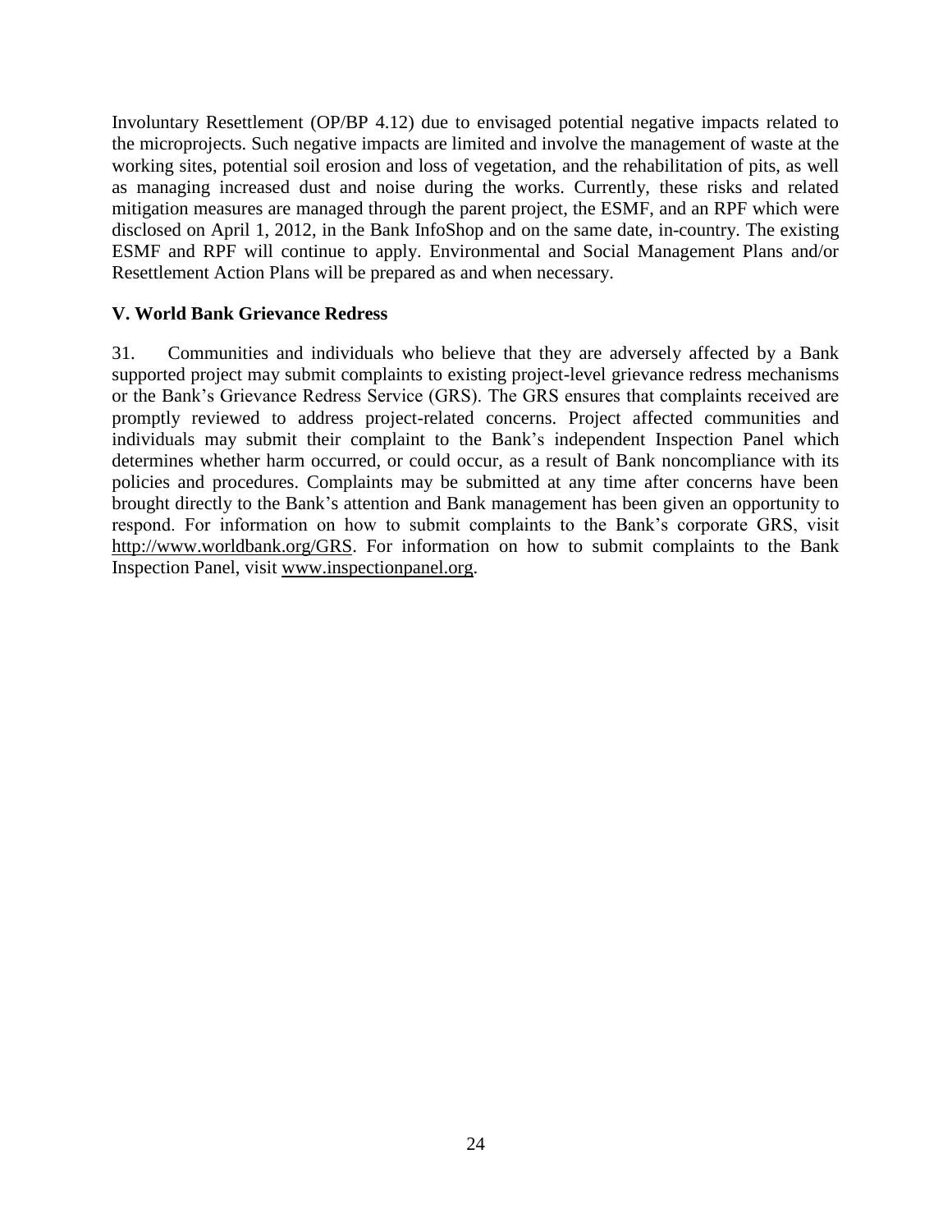Involuntary Resettlement (OP/BP 4.12) due to envisaged potential negative impacts related to the microprojects. Such negative impacts are limited and involve the management of waste at the working sites, potential soil erosion and loss of vegetation, and the rehabilitation of pits, as well as managing increased dust and noise during the works. Currently, these risks and related mitigation measures are managed through the parent project, the ESMF, and an RPF which were disclosed on April 1, 2012, in the Bank InfoShop and on the same date, in-country. The existing ESMF and RPF will continue to apply. Environmental and Social Management Plans and/or Resettlement Action Plans will be prepared as and when necessary.

## V. World Bank Grievance Redress

31. Communities and individuals who believe that they are adversely affected by a Bank supported project may submit complaints to existing project-level grievance redress mechanisms or the Bank's Grievance Redress Service (GRS). The GRS ensures that complaints received are promptly reviewed to address project-related concerns. Project affected communities and individuals may submit their complaint to the Bank's independent Inspection Panel which determines whether harm occurred, or could occur, as a result of Bank noncompliance with its policies and procedures. Complaints may be submitted at any time after concerns have been brought directly to the Bank's attention and Bank management has been given an opportunity to respond. For information on how to submit complaints to the Bank's corporate GRS, visit http://www.worldbank.org/GRS. For information on how to submit complaints to the Bank Inspection Panel, visit www.inspectionpanel.org.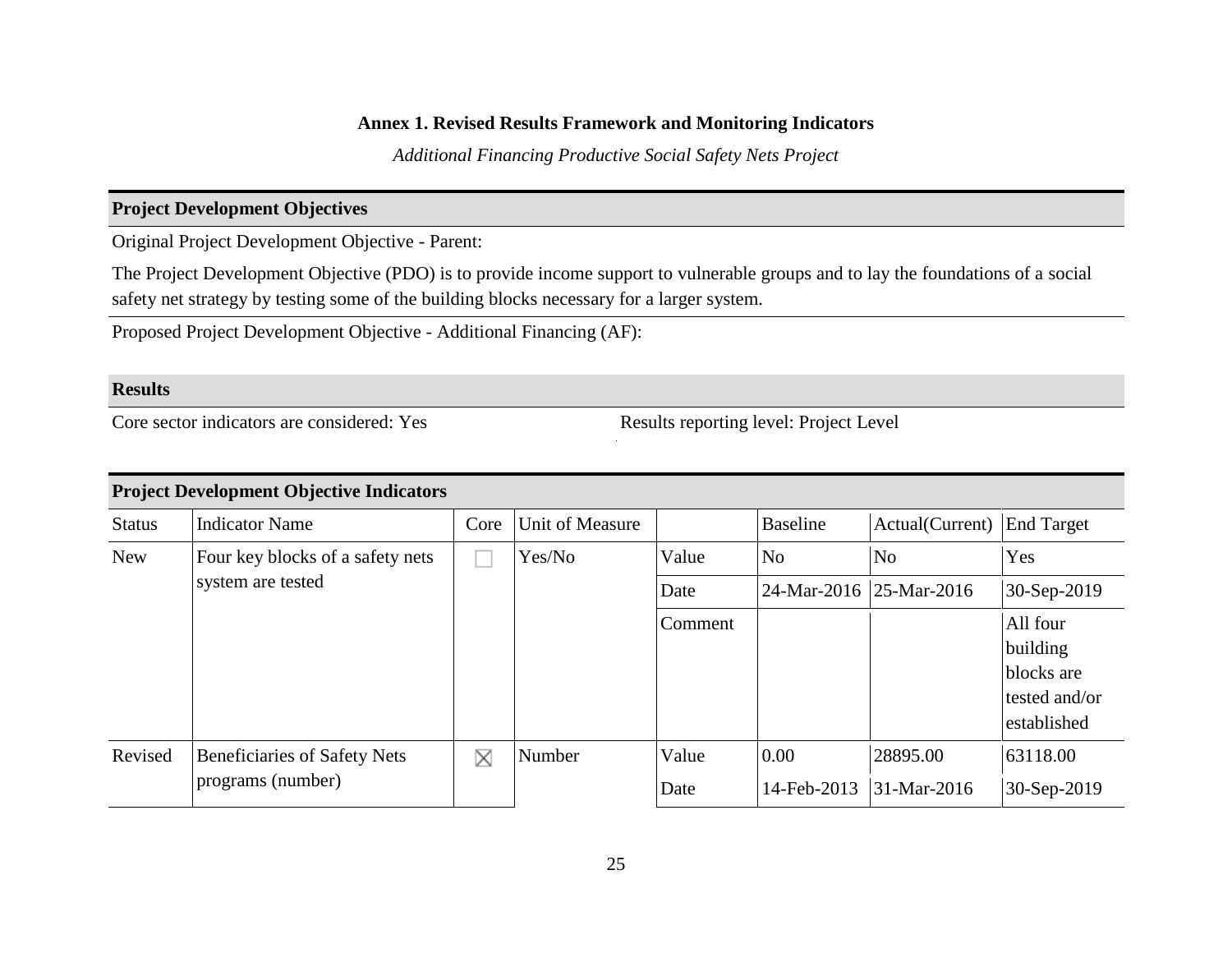**Annex 1. Revised Results Framework and Monitoring Indicators**

*Additional Financing Productive Social Safety Nets Project*

**Project Development Objectives**

Original Project Development Objective - Parent:

The Project Development Objective (PDO) is to provide income support to vulnerable groups and to lay the foundations of a social safety net strategy by testing some of the building blocks necessary for a larger system.

Proposed Project Development Objective - Additional Financing (AF):

**Results**

Core sector indicators are considered: Yes

Results reporting level: Project Level

**Project Development Objective Indicators**

| Status | Indicator Name | Core | Unit of Measure | | Baseline | Actual(Current) | End Target |
|---|---|---|---|---|---|---|---|
| New | Four key blocks of a safety nets system are tested | ☐ | Yes/No | Value | No | No | Yes |
| | | | | Date | 24-Mar-2016 | 25-Mar-2016 | 30-Sep-2019 |
| | | | | Comment | | | All four building blocks are tested and/or established |
| Revised | Beneficiaries of Safety Nets programs (number) | ☒ | Number | Value | 0.00 | 28895.00 | 63118.00 |
| | | | | Date | 14-Feb-2013 | 31-Mar-2016 | 30-Sep-2019 |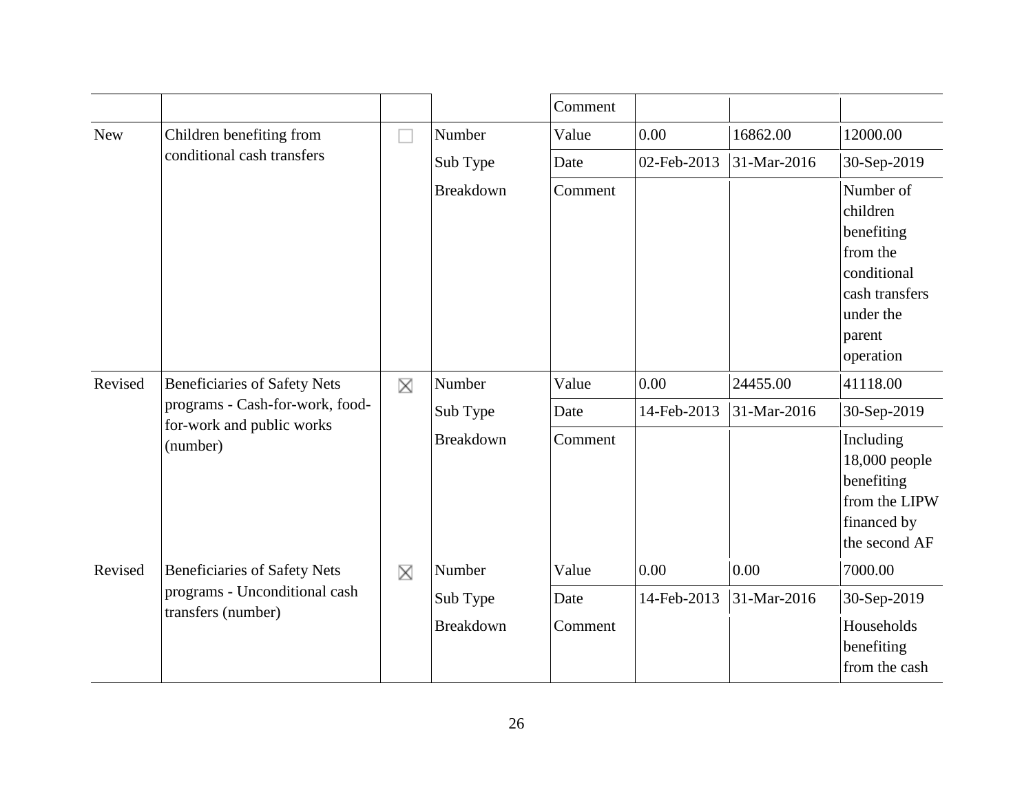| | | | | | | | |
|---|---|---|---|---|---|---|---|
| | | | | Comment | | | |
| New | Children benefiting from conditional cash transfers | ☐ | Number | Value | 0.00 | 16862.00 | 12000.00 |
| | | | Sub Type | Date | 02-Feb-2013 | 31-Mar-2016 | 30-Sep-2019 |
| | | | Breakdown | Comment | | | Number of children benefiting from the conditional cash transfers under the parent operation |
| Revised | Beneficiaries of Safety Nets programs - Cash-for-work, food-for-work and public works (number) | ☒ | Number | Value | 0.00 | 24455.00 | 41118.00 |
| | | | Sub Type | Date | 14-Feb-2013 | 31-Mar-2016 | 30-Sep-2019 |
| | | | Breakdown | Comment | | | Including 18,000 people benefiting from the LIPW financed by the second AF |
| Revised | Beneficiaries of Safety Nets programs - Unconditional cash transfers (number) | ☒ | Number | Value | 0.00 | 0.00 | 7000.00 |
| | | | Sub Type | Date | 14-Feb-2013 | 31-Mar-2016 | 30-Sep-2019 |
| | | | Breakdown | Comment | | | Households benefiting from the cash |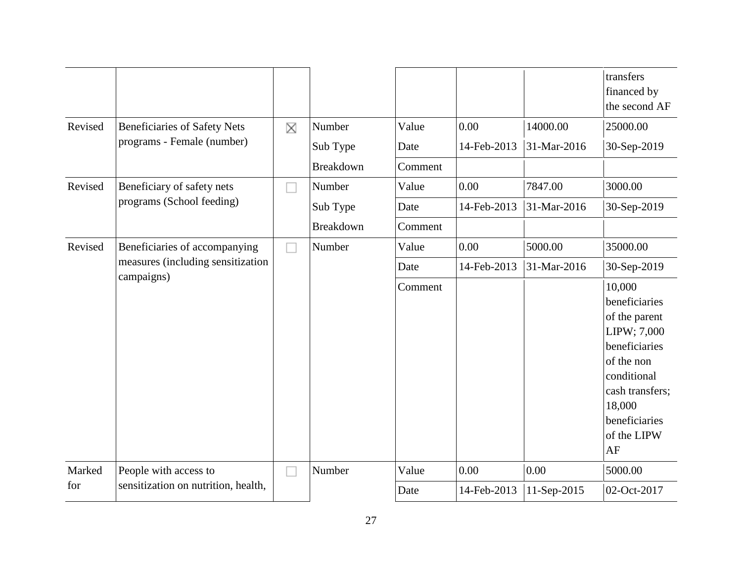| | | | | | | | |
|---|---|---|---|---|---|---|---|
| | | | | | | | transfers financed by the second AF |
| Revised | Beneficiaries of Safety Nets programs - Female (number) | ☒ | Number | Value | 0.00 | 14000.00 | 25000.00 |
| | | | Sub Type | Date | 14-Feb-2013 | 31-Mar-2016 | 30-Sep-2019 |
| | | | Breakdown | Comment | | | |
| Revised | Beneficiary of safety nets programs (School feeding) | ☐ | Number | Value | 0.00 | 7847.00 | 3000.00 |
| | | | Sub Type | Date | 14-Feb-2013 | 31-Mar-2016 | 30-Sep-2019 |
| | | | Breakdown | Comment | | | |
| Revised | Beneficiaries of accompanying measures (including sensitization campaigns) | ☐ | Number | Value | 0.00 | 5000.00 | 35000.00 |
| | | | | Date | 14-Feb-2013 | 31-Mar-2016 | 30-Sep-2019 |
| | | | | Comment | | | 10,000 beneficiaries of the parent LIPW; 7,000 beneficiaries of the non conditional cash transfers; 18,000 beneficiaries of the LIPW AF |
| Marked for | People with access to sensitization on nutrition, health, | ☐ | Number | Value | 0.00 | 0.00 | 5000.00 |
| | | | | Date | 14-Feb-2013 | 11-Sep-2015 | 02-Oct-2017 |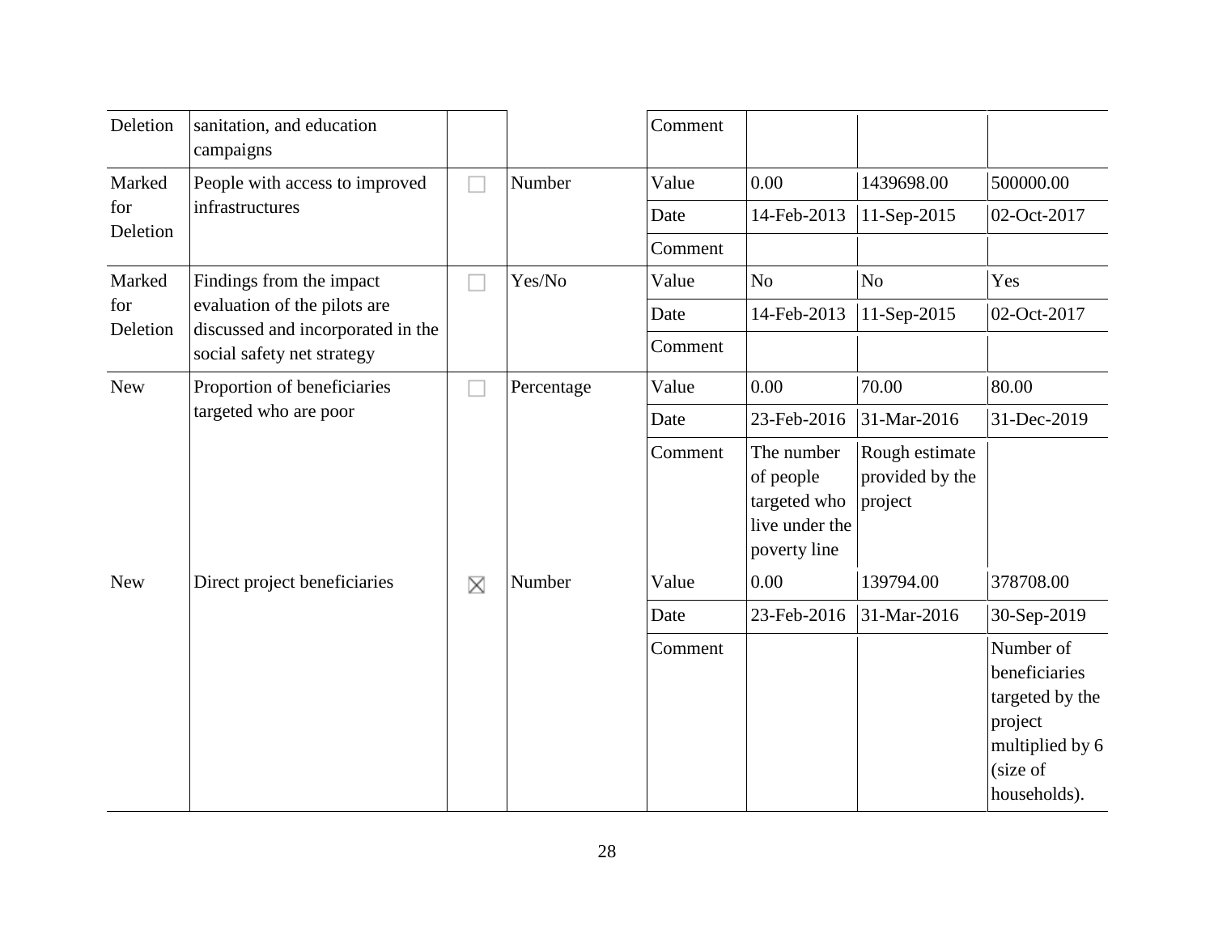| | | | | | | | |
|---|---|---|---|---|---|---|---|
| Deletion | sanitation, and education campaigns | | | Comment | | | |
| Marked for Deletion | People with access to improved infrastructures | ☐ | Number | Value | 0.00 | 1439698.00 | 500000.00 |
| | | | | Date | 14-Feb-2013 | 11-Sep-2015 | 02-Oct-2017 |
| | | | | Comment | | | |
| Marked for Deletion | Findings from the impact evaluation of the pilots are discussed and incorporated in the social safety net strategy | ☐ | Yes/No | Value | No | No | Yes |
| | | | | Date | 14-Feb-2013 | 11-Sep-2015 | 02-Oct-2017 |
| | | | | Comment | | | |
| New | Proportion of beneficiaries targeted who are poor | ☐ | Percentage | Value | 0.00 | 70.00 | 80.00 |
| | | | | Date | 23-Feb-2016 | 31-Mar-2016 | 31-Dec-2019 |
| | | | | Comment | The number of people targeted who live under the poverty line | Rough estimate provided by the project | |
| New | Direct project beneficiaries | ☒ | Number | Value | 0.00 | 139794.00 | 378708.00 |
| | | | | Date | 23-Feb-2016 | 31-Mar-2016 | 30-Sep-2019 |
| | | | | Comment | | | Number of beneficiaries targeted by the project multiplied by 6 (size of households). |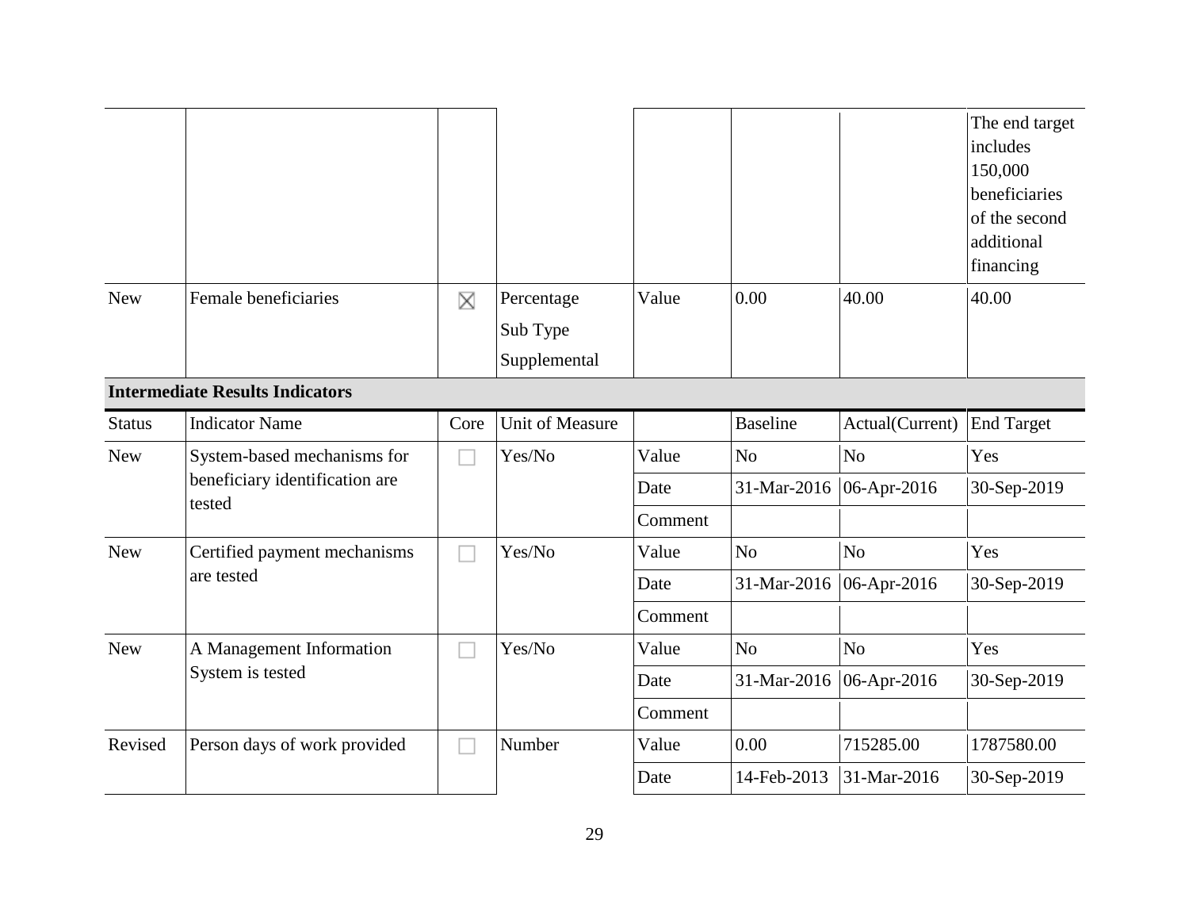| | | | | | | | |
|---|---|---|---|---|---|---|---|
| | | | | | | | The end target includes 150,000 beneficiaries of the second additional financing |
| New | Female beneficiaries | ☒ | Percentage<br>Sub Type<br>Supplemental | Value | 0.00 | 40.00 | 40.00 |

**Intermediate Results Indicators**

| Status | Indicator Name | Core | Unit of Measure | | Baseline | Actual(Current) | End Target |
|---|---|---|---|---|---|---|---|
| New | System-based mechanisms for beneficiary identification are tested | ☐ | Yes/No | Value | No | No | Yes |
| | | | | Date | 31-Mar-2016 | 06-Apr-2016 | 30-Sep-2019 |
| | | | | Comment | | | |
| New | Certified payment mechanisms are tested | ☐ | Yes/No | Value | No | No | Yes |
| | | | | Date | 31-Mar-2016 | 06-Apr-2016 | 30-Sep-2019 |
| | | | | Comment | | | |
| New | A Management Information System is tested | ☐ | Yes/No | Value | No | No | Yes |
| | | | | Date | 31-Mar-2016 | 06-Apr-2016 | 30-Sep-2019 |
| | | | | Comment | | | |
| Revised | Person days of work provided | ☐ | Number | Value | 0.00 | 715285.00 | 1787580.00 |
| | | | | Date | 14-Feb-2013 | 31-Mar-2016 | 30-Sep-2019 |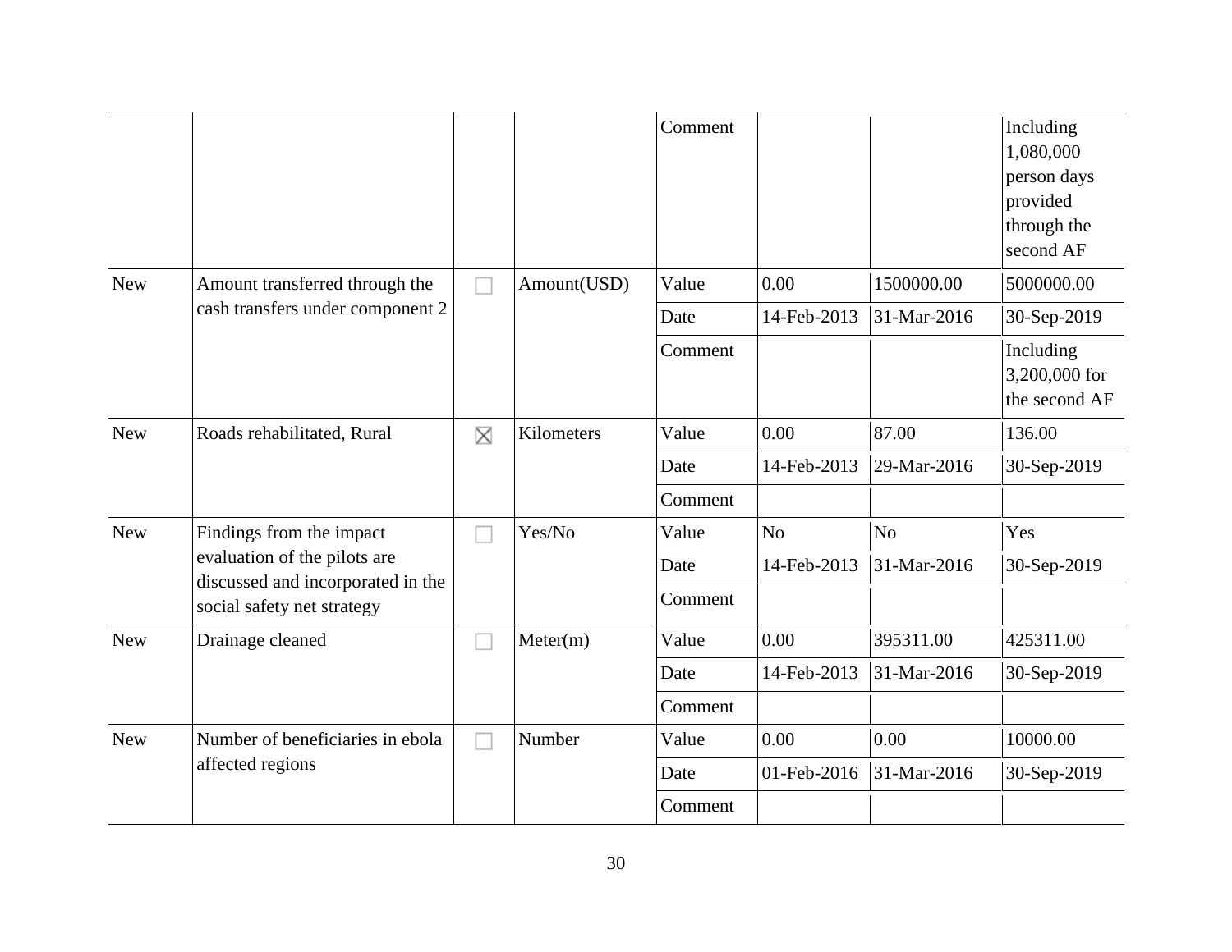| | | | | | | | |
|---|---|---|---|---|---|---|---|
| | | | | Comment | | | Including 1,080,000 person days provided through the second AF |
| New | Amount transferred through the cash transfers under component 2 | ☐ | Amount(USD) | Value | 0.00 | 1500000.00 | 5000000.00 |
| | | | | Date | 14-Feb-2013 | 31-Mar-2016 | 30-Sep-2019 |
| | | | | Comment | | | Including 3,200,000 for the second AF |
| New | Roads rehabilitated, Rural | ☒ | Kilometers | Value | 0.00 | 87.00 | 136.00 |
| | | | | Date | 14-Feb-2013 | 29-Mar-2016 | 30-Sep-2019 |
| | | | | Comment | | | |
| New | Findings from the impact evaluation of the pilots are discussed and incorporated in the social safety net strategy | ☐ | Yes/No | Value | No | No | Yes |
| | | | | Date | 14-Feb-2013 | 31-Mar-2016 | 30-Sep-2019 |
| | | | | Comment | | | |
| New | Drainage cleaned | ☐ | Meter(m) | Value | 0.00 | 395311.00 | 425311.00 |
| | | | | Date | 14-Feb-2013 | 31-Mar-2016 | 30-Sep-2019 |
| | | | | Comment | | | |
| New | Number of beneficiaries in ebola affected regions | ☐ | Number | Value | 0.00 | 0.00 | 10000.00 |
| | | | | Date | 01-Feb-2016 | 31-Mar-2016 | 30-Sep-2019 |
| | | | | Comment | | | |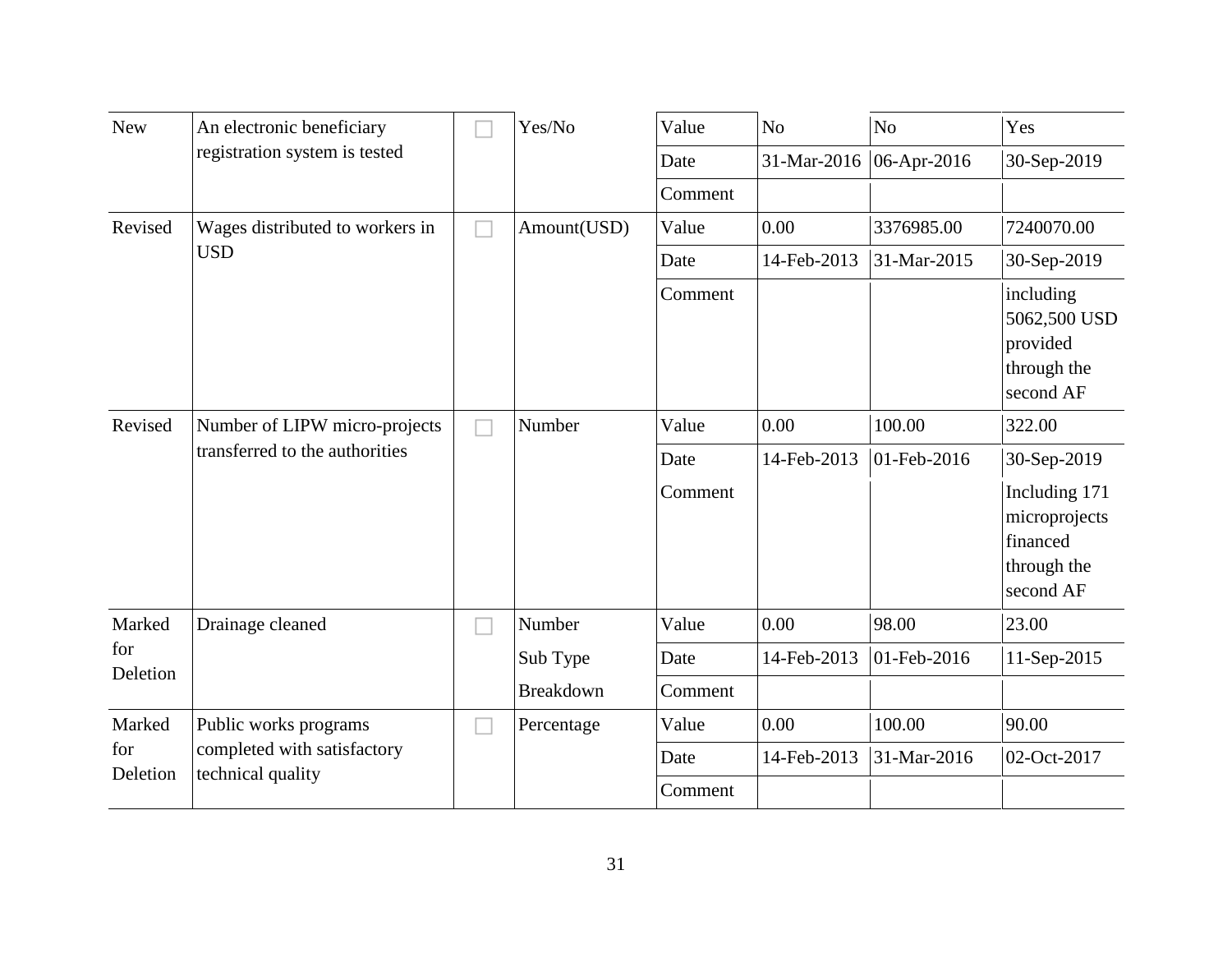| | | | | | | | |
|---|---|---|---|---|---|---|---|
| New | An electronic beneficiary registration system is tested | ☐ | Yes/No | Value | No | No | Yes |
| | | | | Date | 31-Mar-2016 | 06-Apr-2016 | 30-Sep-2019 |
| | | | | Comment | | | |
| Revised | Wages distributed to workers in USD | ☐ | Amount(USD) | Value | 0.00 | 3376985.00 | 7240070.00 |
| | | | | Date | 14-Feb-2013 | 31-Mar-2015 | 30-Sep-2019 |
| | | | | Comment | | | including 5062,500 USD provided through the second AF |
| Revised | Number of LIPW micro-projects transferred to the authorities | ☐ | Number | Value | 0.00 | 100.00 | 322.00 |
| | | | | Date | 14-Feb-2013 | 01-Feb-2016 | 30-Sep-2019 |
| | | | | Comment | | | Including 171 microprojects financed through the second AF |
| Marked for Deletion | Drainage cleaned | ☐ | Number | Value | 0.00 | 98.00 | 23.00 |
| | | | Sub Type | Date | 14-Feb-2013 | 01-Feb-2016 | 11-Sep-2015 |
| | | | Breakdown | Comment | | | |
| Marked for Deletion | Public works programs completed with satisfactory technical quality | ☐ | Percentage | Value | 0.00 | 100.00 | 90.00 |
| | | | | Date | 14-Feb-2013 | 31-Mar-2016 | 02-Oct-2017 |
| | | | | Comment | | | |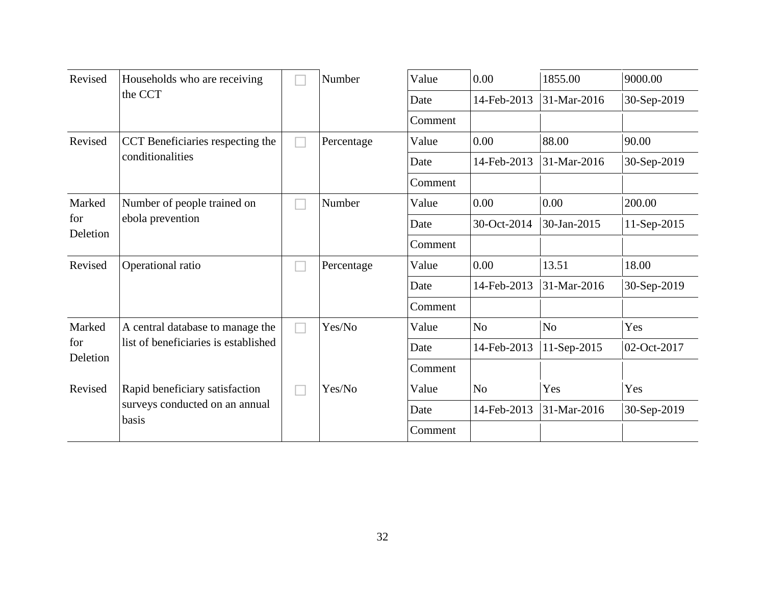| | | | | | | | |
|---|---|---|---|---|---|---|---|
| Revised | Households who are receiving the CCT | ☐ | Number | Value | 0.00 | 1855.00 | 9000.00 |
| | | | | Date | 14-Feb-2013 | 31-Mar-2016 | 30-Sep-2019 |
| | | | | Comment | | | |
| Revised | CCT Beneficiaries respecting the conditionalities | ☐ | Percentage | Value | 0.00 | 88.00 | 90.00 |
| | | | | Date | 14-Feb-2013 | 31-Mar-2016 | 30-Sep-2019 |
| | | | | Comment | | | |
| Marked for Deletion | Number of people trained on ebola prevention | ☐ | Number | Value | 0.00 | 0.00 | 200.00 |
| | | | | Date | 30-Oct-2014 | 30-Jan-2015 | 11-Sep-2015 |
| | | | | Comment | | | |
| Revised | Operational ratio | ☐ | Percentage | Value | 0.00 | 13.51 | 18.00 |
| | | | | Date | 14-Feb-2013 | 31-Mar-2016 | 30-Sep-2019 |
| | | | | Comment | | | |
| Marked for Deletion | A central database to manage the list of beneficiaries is established | ☐ | Yes/No | Value | No | No | Yes |
| | | | | Date | 14-Feb-2013 | 11-Sep-2015 | 02-Oct-2017 |
| | | | | Comment | | | |
| Revised | Rapid beneficiary satisfaction surveys conducted on an annual basis | ☐ | Yes/No | Value | No | Yes | Yes |
| | | | | Date | 14-Feb-2013 | 31-Mar-2016 | 30-Sep-2019 |
| | | | | Comment | | | |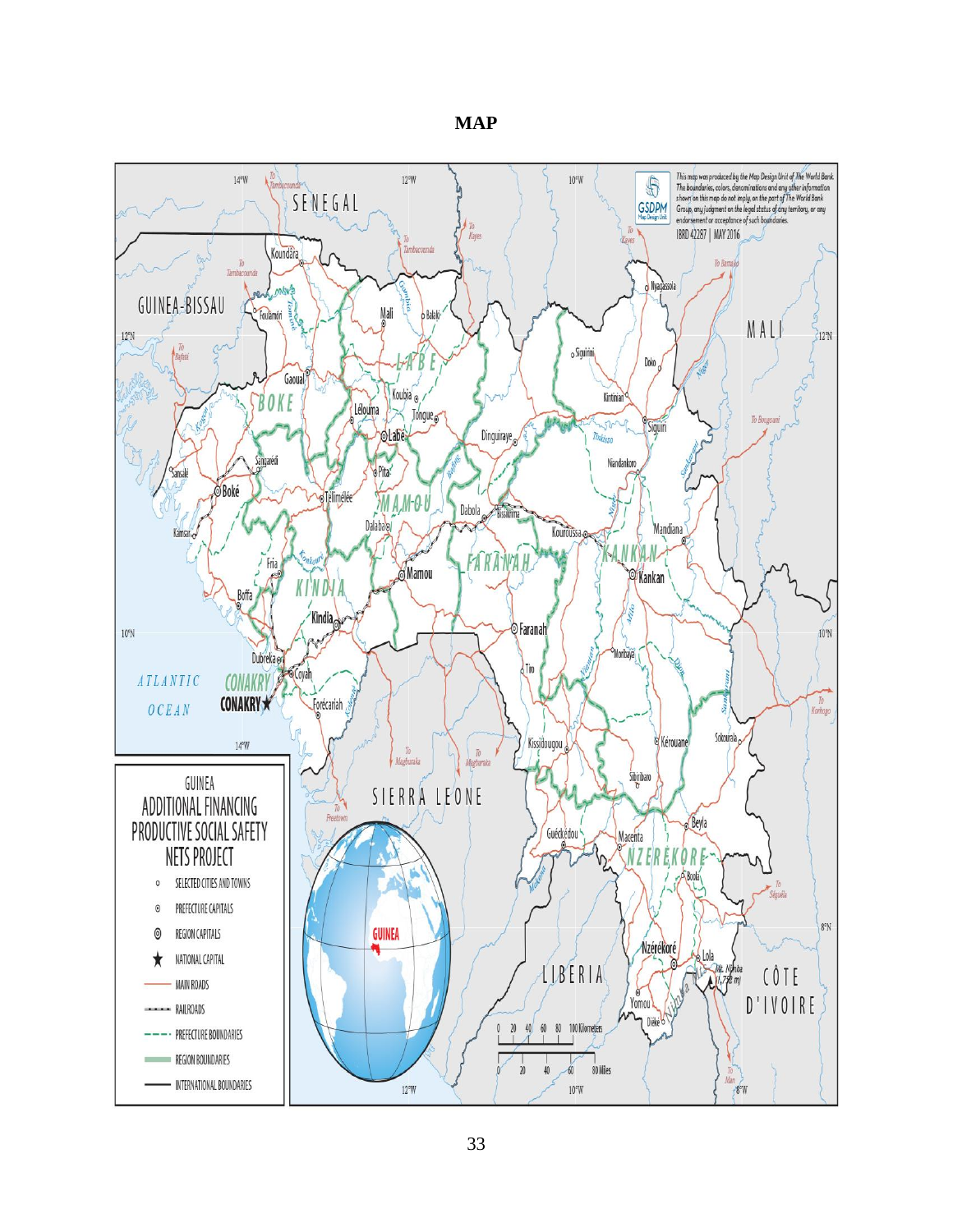# MAP

GUINEA
ADDITIONAL FINANCING
PRODUCTIVE SOCIAL SAFETY
NETS PROJECT

SELECTED CITIES AND TOWNS
PREFECTURE CAPITALS
REGION CAPITALS
NATIONAL CAPITAL
MAIN ROADS
RAILROADS
PREFECTURE BOUNDARIES
REGION BOUNDARIES
INTERNATIONAL BOUNDARIES

This map was produced by the Map Design Unit of The World Bank. The boundaries, colors, denominations and any other information shown on this map do not imply, on the part of The World Bank Group, any judgment on the legal status of any territory, or any endorsement or acceptance of such boundaries.

IBRD 42287 | MAY 2016